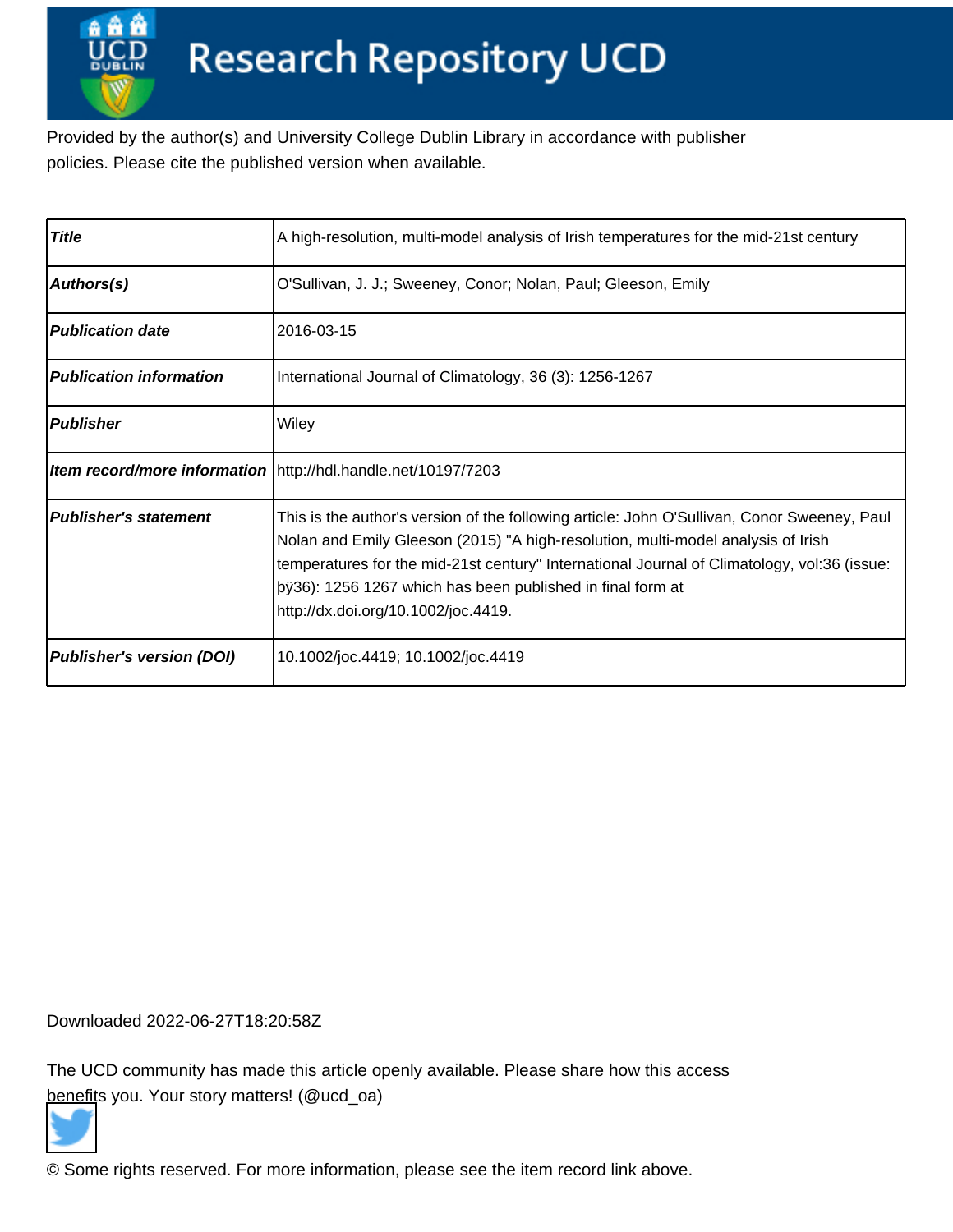# Research Repository UCD

Provided by the author(s) and University College Dublin Library in accordance with publisher policies. Please cite the published version when available.

| Title | A high-resolution, multi-model analysis of Irish temperatures for the mid-21st century |
|---|---|
| Authors(s) | O'Sullivan, J. J.; Sweeney, Conor; Nolan, Paul; Gleeson, Emily |
| Publication date | 2016-03-15 |
| Publication information | International Journal of Climatology, 36 (3): 1256-1267 |
| Publisher | Wiley |
| Item record/more information | http://hdl.handle.net/10197/7203 |
| Publisher's statement | This is the author's version of the following article: John O'Sullivan, Conor Sweeney, Paul Nolan and Emily Gleeson (2015) "A high-resolution, multi-model analysis of Irish temperatures for the mid-21st century" International Journal of Climatology, vol:36 (issue: þÿ36): 1256 1267 which has been published in final form at http://dx.doi.org/10.1002/joc.4419. |
| Publisher's version (DOI) | 10.1002/joc.4419; 10.1002/joc.4419 |

Downloaded 2022-06-27T18:20:58Z

The UCD community has made this article openly available. Please share how this access benefits you. Your story matters! (@ucd_oa)

© Some rights reserved. For more information, please see the item record link above.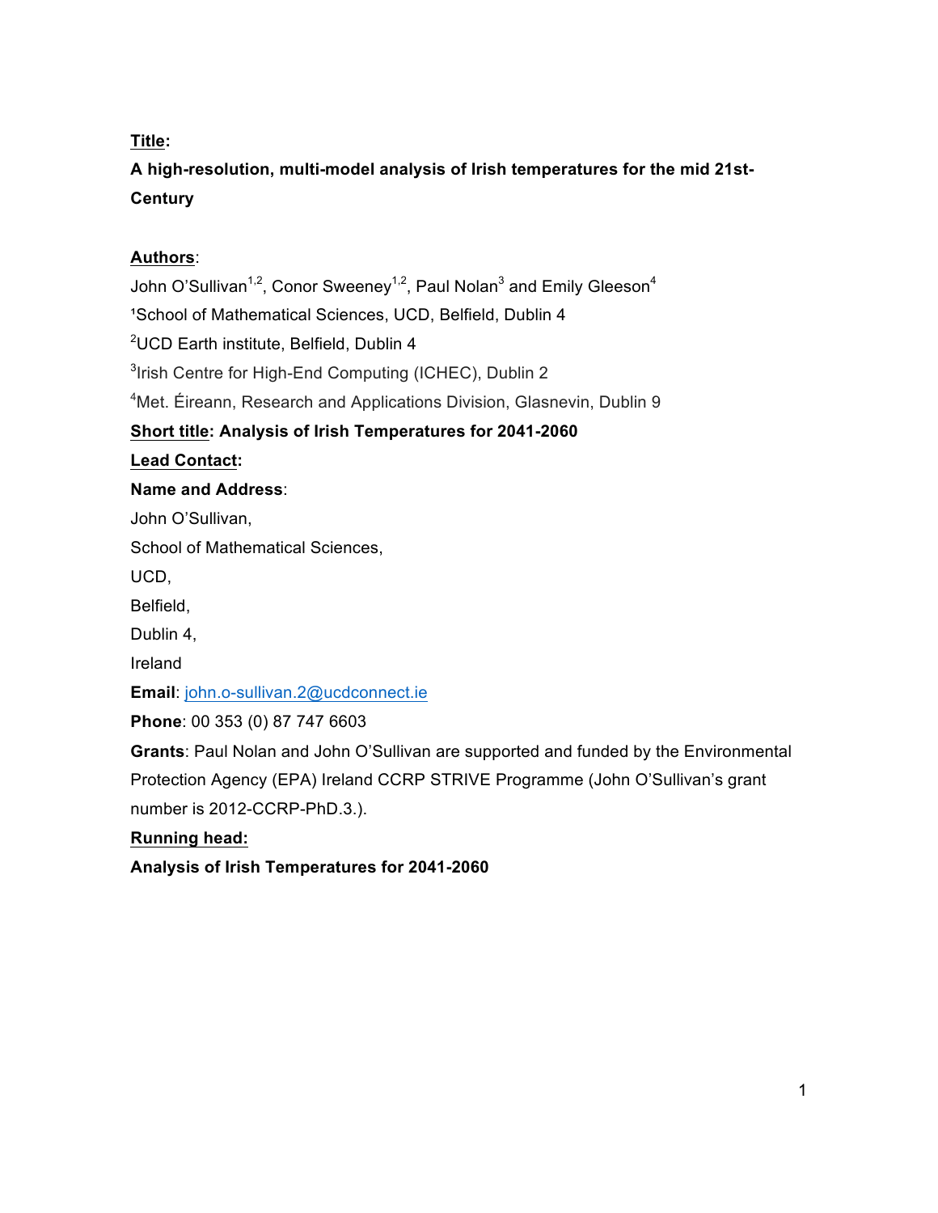**Title:**

**A high-resolution, multi-model analysis of Irish temperatures for the mid 21st-Century**

**Authors**:

John O'Sullivan[1,2], Conor Sweeney[1,2], Paul Nolan[3] and Emily Gleeson[4]

[1]School of Mathematical Sciences, UCD, Belfield, Dublin 4

[2]UCD Earth institute, Belfield, Dublin 4

[3]Irish Centre for High-End Computing (ICHEC), Dublin 2

[4]Met. Éireann, Research and Applications Division, Glasnevin, Dublin 9

**Short title: Analysis of Irish Temperatures for 2041-2060**

**Lead Contact:**

**Name and Address**:

John O'Sullivan,

School of Mathematical Sciences,

UCD,

Belfield,

Dublin 4,

Ireland

**Email**: john.o-sullivan.2@ucdconnect.ie

**Phone**: 00 353 (0) 87 747 6603

**Grants**: Paul Nolan and John O'Sullivan are supported and funded by the Environmental Protection Agency (EPA) Ireland CCRP STRIVE Programme (John O'Sullivan's grant number is 2012-CCRP-PhD.3.).

**Running head:**

**Analysis of Irish Temperatures for 2041-2060**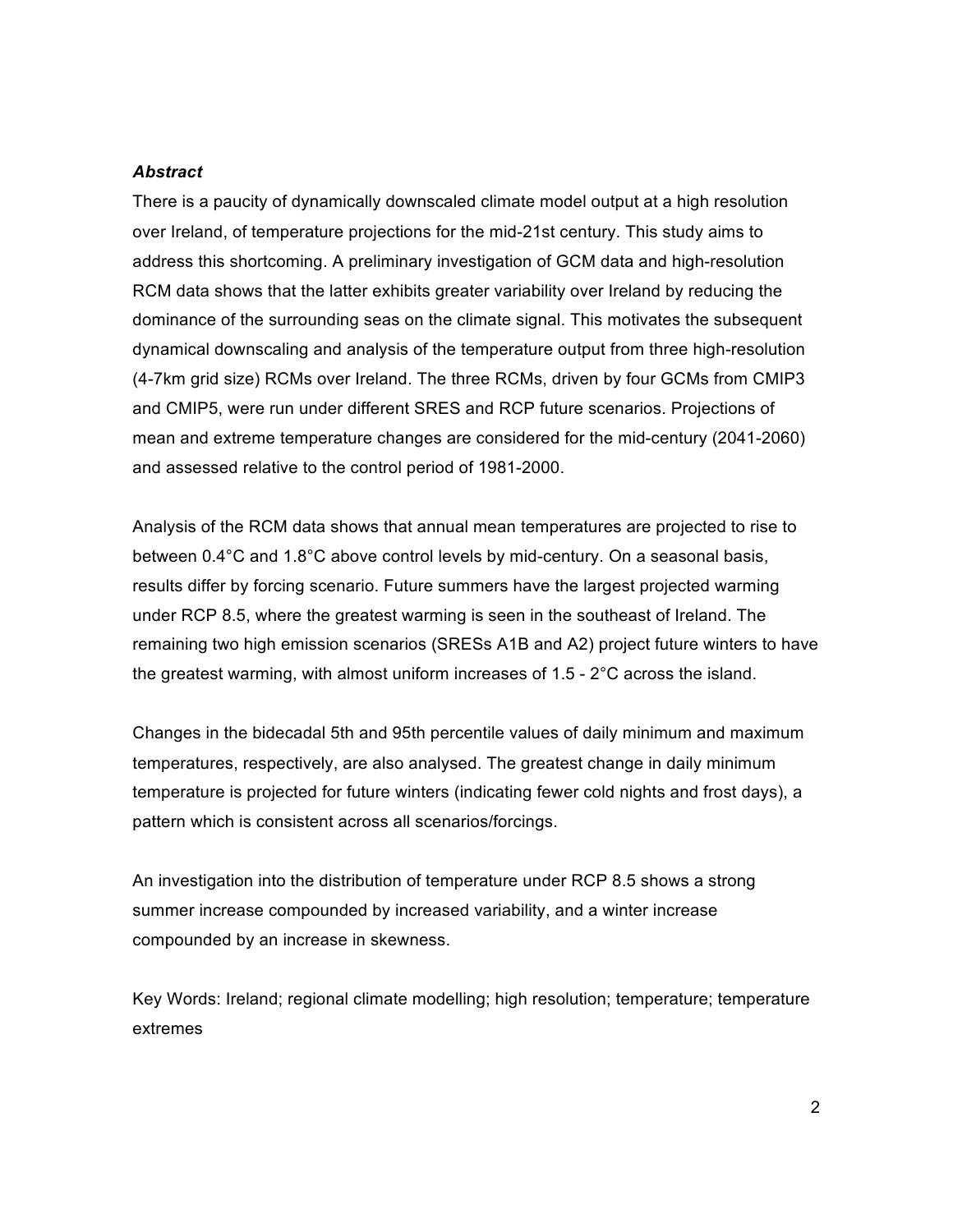***Abstract***

There is a paucity of dynamically downscaled climate model output at a high resolution over Ireland, of temperature projections for the mid-21st century. This study aims to address this shortcoming. A preliminary investigation of GCM data and high-resolution RCM data shows that the latter exhibits greater variability over Ireland by reducing the dominance of the surrounding seas on the climate signal. This motivates the subsequent dynamical downscaling and analysis of the temperature output from three high-resolution (4-7km grid size) RCMs over Ireland. The three RCMs, driven by four GCMs from CMIP3 and CMIP5, were run under different SRES and RCP future scenarios. Projections of mean and extreme temperature changes are considered for the mid-century (2041-2060) and assessed relative to the control period of 1981-2000.

Analysis of the RCM data shows that annual mean temperatures are projected to rise to between 0.4°C and 1.8°C above control levels by mid-century. On a seasonal basis, results differ by forcing scenario. Future summers have the largest projected warming under RCP 8.5, where the greatest warming is seen in the southeast of Ireland. The remaining two high emission scenarios (SRESs A1B and A2) project future winters to have the greatest warming, with almost uniform increases of 1.5 - 2°C across the island.

Changes in the bidecadal 5th and 95th percentile values of daily minimum and maximum temperatures, respectively, are also analysed. The greatest change in daily minimum temperature is projected for future winters (indicating fewer cold nights and frost days), a pattern which is consistent across all scenarios/forcings.

An investigation into the distribution of temperature under RCP 8.5 shows a strong summer increase compounded by increased variability, and a winter increase compounded by an increase in skewness.

Key Words: Ireland; regional climate modelling; high resolution; temperature; temperature extremes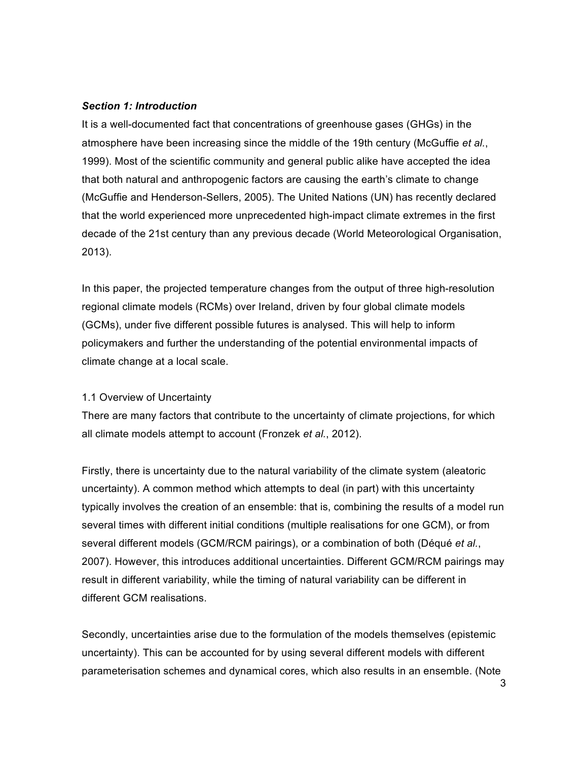### *Section 1: Introduction*

It is a well-documented fact that concentrations of greenhouse gases (GHGs) in the atmosphere have been increasing since the middle of the 19th century (McGuffie *et al.*, 1999). Most of the scientific community and general public alike have accepted the idea that both natural and anthropogenic factors are causing the earth's climate to change (McGuffie and Henderson-Sellers, 2005). The United Nations (UN) has recently declared that the world experienced more unprecedented high-impact climate extremes in the first decade of the 21st century than any previous decade (World Meteorological Organisation, 2013).

In this paper, the projected temperature changes from the output of three high-resolution regional climate models (RCMs) over Ireland, driven by four global climate models (GCMs), under five different possible futures is analysed. This will help to inform policymakers and further the understanding of the potential environmental impacts of climate change at a local scale.

#### 1.1 Overview of Uncertainty

There are many factors that contribute to the uncertainty of climate projections, for which all climate models attempt to account (Fronzek *et al.*, 2012).

Firstly, there is uncertainty due to the natural variability of the climate system (aleatoric uncertainty). A common method which attempts to deal (in part) with this uncertainty typically involves the creation of an ensemble: that is, combining the results of a model run several times with different initial conditions (multiple realisations for one GCM), or from several different models (GCM/RCM pairings), or a combination of both (Déqué *et al.*, 2007). However, this introduces additional uncertainties. Different GCM/RCM pairings may result in different variability, while the timing of natural variability can be different in different GCM realisations.

Secondly, uncertainties arise due to the formulation of the models themselves (epistemic uncertainty). This can be accounted for by using several different models with different parameterisation schemes and dynamical cores, which also results in an ensemble. (Note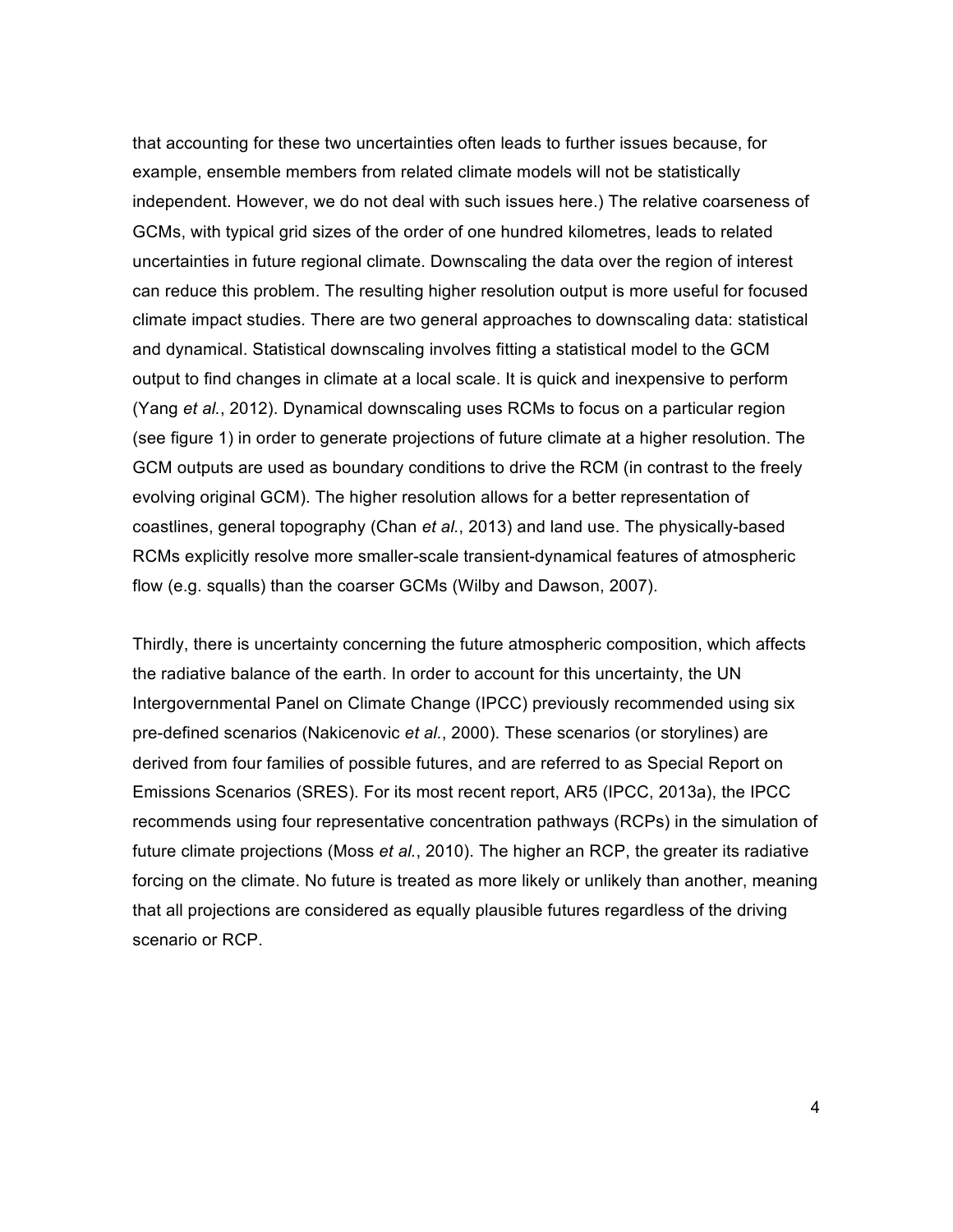that accounting for these two uncertainties often leads to further issues because, for example, ensemble members from related climate models will not be statistically independent. However, we do not deal with such issues here.) The relative coarseness of GCMs, with typical grid sizes of the order of one hundred kilometres, leads to related uncertainties in future regional climate. Downscaling the data over the region of interest can reduce this problem. The resulting higher resolution output is more useful for focused climate impact studies. There are two general approaches to downscaling data: statistical and dynamical. Statistical downscaling involves fitting a statistical model to the GCM output to find changes in climate at a local scale. It is quick and inexpensive to perform (Yang *et al.*, 2012). Dynamical downscaling uses RCMs to focus on a particular region (see figure 1) in order to generate projections of future climate at a higher resolution. The GCM outputs are used as boundary conditions to drive the RCM (in contrast to the freely evolving original GCM). The higher resolution allows for a better representation of coastlines, general topography (Chan *et al.*, 2013) and land use. The physically-based RCMs explicitly resolve more smaller-scale transient-dynamical features of atmospheric flow (e.g. squalls) than the coarser GCMs (Wilby and Dawson, 2007).

Thirdly, there is uncertainty concerning the future atmospheric composition, which affects the radiative balance of the earth. In order to account for this uncertainty, the UN Intergovernmental Panel on Climate Change (IPCC) previously recommended using six pre-defined scenarios (Nakicenovic *et al.*, 2000). These scenarios (or storylines) are derived from four families of possible futures, and are referred to as Special Report on Emissions Scenarios (SRES). For its most recent report, AR5 (IPCC, 2013a), the IPCC recommends using four representative concentration pathways (RCPs) in the simulation of future climate projections (Moss *et al.*, 2010). The higher an RCP, the greater its radiative forcing on the climate. No future is treated as more likely or unlikely than another, meaning that all projections are considered as equally plausible futures regardless of the driving scenario or RCP.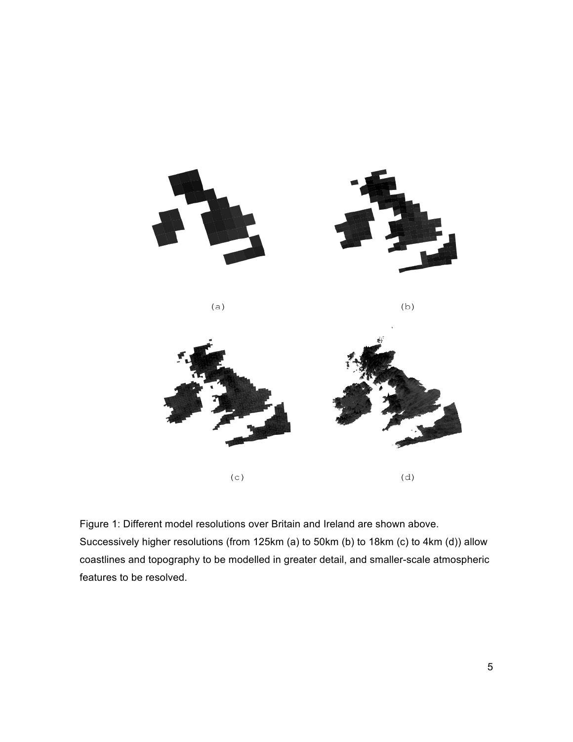(a)

(b)

(c)

(d)

Figure 1: Different model resolutions over Britain and Ireland are shown above. Successively higher resolutions (from 125km (a) to 50km (b) to 18km (c) to 4km (d)) allow coastlines and topography to be modelled in greater detail, and smaller-scale atmospheric features to be resolved.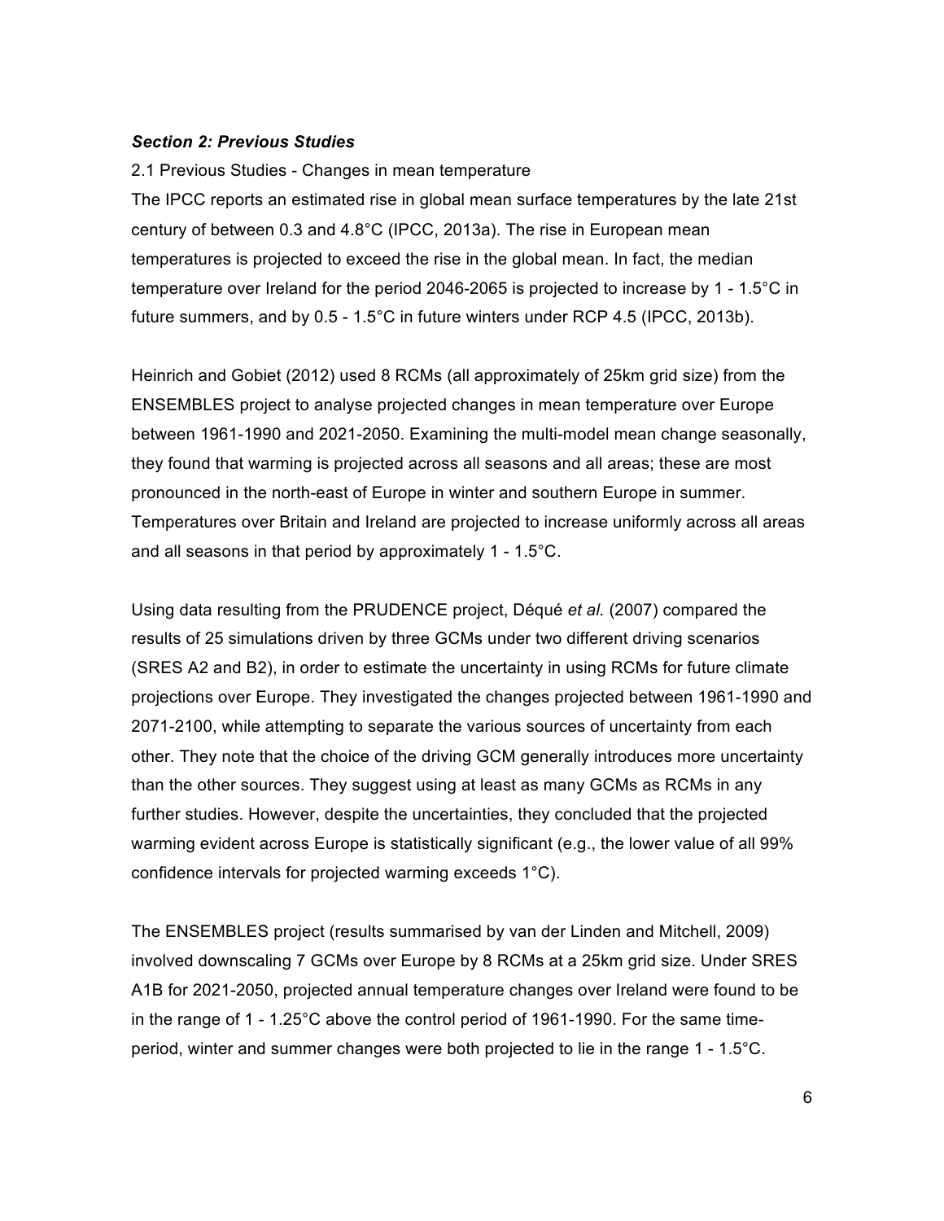***Section 2: Previous Studies***

2.1 Previous Studies - Changes in mean temperature

The IPCC reports an estimated rise in global mean surface temperatures by the late 21st century of between 0.3 and 4.8°C (IPCC, 2013a). The rise in European mean temperatures is projected to exceed the rise in the global mean. In fact, the median temperature over Ireland for the period 2046-2065 is projected to increase by 1 - 1.5°C in future summers, and by 0.5 - 1.5°C in future winters under RCP 4.5 (IPCC, 2013b).

Heinrich and Gobiet (2012) used 8 RCMs (all approximately of 25km grid size) from the ENSEMBLES project to analyse projected changes in mean temperature over Europe between 1961-1990 and 2021-2050. Examining the multi-model mean change seasonally, they found that warming is projected across all seasons and all areas; these are most pronounced in the north-east of Europe in winter and southern Europe in summer. Temperatures over Britain and Ireland are projected to increase uniformly across all areas and all seasons in that period by approximately 1 - 1.5°C.

Using data resulting from the PRUDENCE project, Déqué *et al.* (2007) compared the results of 25 simulations driven by three GCMs under two different driving scenarios (SRES A2 and B2), in order to estimate the uncertainty in using RCMs for future climate projections over Europe. They investigated the changes projected between 1961-1990 and 2071-2100, while attempting to separate the various sources of uncertainty from each other. They note that the choice of the driving GCM generally introduces more uncertainty than the other sources. They suggest using at least as many GCMs as RCMs in any further studies. However, despite the uncertainties, they concluded that the projected warming evident across Europe is statistically significant (e.g., the lower value of all 99% confidence intervals for projected warming exceeds 1°C).

The ENSEMBLES project (results summarised by van der Linden and Mitchell, 2009) involved downscaling 7 GCMs over Europe by 8 RCMs at a 25km grid size. Under SRES A1B for 2021-2050, projected annual temperature changes over Ireland were found to be in the range of 1 - 1.25°C above the control period of 1961-1990. For the same time-period, winter and summer changes were both projected to lie in the range 1 - 1.5°C.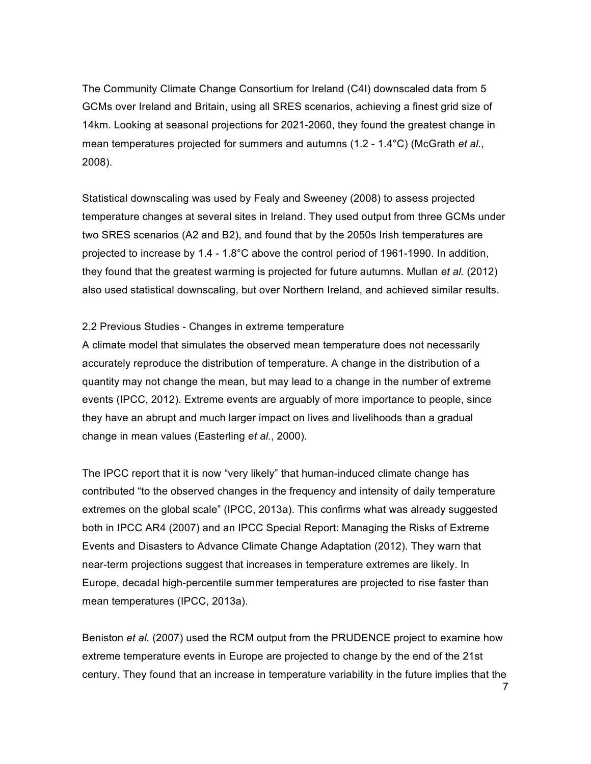The Community Climate Change Consortium for Ireland (C4I) downscaled data from 5 GCMs over Ireland and Britain, using all SRES scenarios, achieving a finest grid size of 14km. Looking at seasonal projections for 2021-2060, they found the greatest change in mean temperatures projected for summers and autumns (1.2 - 1.4°C) (McGrath *et al.*, 2008).

Statistical downscaling was used by Fealy and Sweeney (2008) to assess projected temperature changes at several sites in Ireland. They used output from three GCMs under two SRES scenarios (A2 and B2), and found that by the 2050s Irish temperatures are projected to increase by 1.4 - 1.8°C above the control period of 1961-1990. In addition, they found that the greatest warming is projected for future autumns. Mullan *et al.* (2012) also used statistical downscaling, but over Northern Ireland, and achieved similar results.

## 2.2 Previous Studies - Changes in extreme temperature

A climate model that simulates the observed mean temperature does not necessarily accurately reproduce the distribution of temperature. A change in the distribution of a quantity may not change the mean, but may lead to a change in the number of extreme events (IPCC, 2012). Extreme events are arguably of more importance to people, since they have an abrupt and much larger impact on lives and livelihoods than a gradual change in mean values (Easterling *et al.*, 2000).

The IPCC report that it is now "very likely" that human-induced climate change has contributed "to the observed changes in the frequency and intensity of daily temperature extremes on the global scale" (IPCC, 2013a). This confirms what was already suggested both in IPCC AR4 (2007) and an IPCC Special Report: Managing the Risks of Extreme Events and Disasters to Advance Climate Change Adaptation (2012). They warn that near-term projections suggest that increases in temperature extremes are likely. In Europe, decadal high-percentile summer temperatures are projected to rise faster than mean temperatures (IPCC, 2013a).

Beniston *et al.* (2007) used the RCM output from the PRUDENCE project to examine how extreme temperature events in Europe are projected to change by the end of the 21st century. They found that an increase in temperature variability in the future implies that the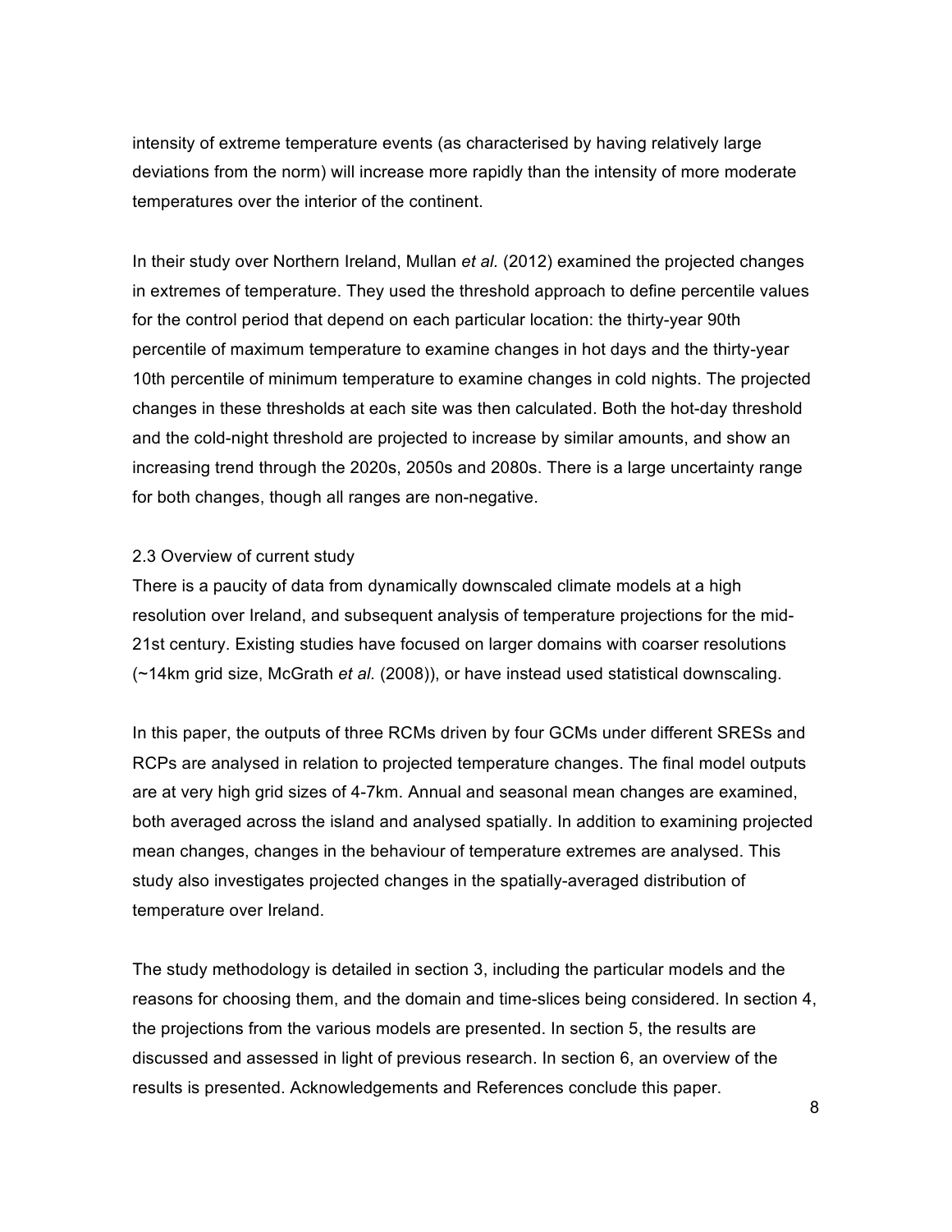intensity of extreme temperature events (as characterised by having relatively large deviations from the norm) will increase more rapidly than the intensity of more moderate temperatures over the interior of the continent.

In their study over Northern Ireland, Mullan *et al.* (2012) examined the projected changes in extremes of temperature. They used the threshold approach to define percentile values for the control period that depend on each particular location: the thirty-year 90th percentile of maximum temperature to examine changes in hot days and the thirty-year 10th percentile of minimum temperature to examine changes in cold nights. The projected changes in these thresholds at each site was then calculated. Both the hot-day threshold and the cold-night threshold are projected to increase by similar amounts, and show an increasing trend through the 2020s, 2050s and 2080s. There is a large uncertainty range for both changes, though all ranges are non-negative.

### 2.3 Overview of current study

There is a paucity of data from dynamically downscaled climate models at a high resolution over Ireland, and subsequent analysis of temperature projections for the mid-21st century. Existing studies have focused on larger domains with coarser resolutions (~14km grid size, McGrath *et al.* (2008)), or have instead used statistical downscaling.

In this paper, the outputs of three RCMs driven by four GCMs under different SRESs and RCPs are analysed in relation to projected temperature changes. The final model outputs are at very high grid sizes of 4-7km. Annual and seasonal mean changes are examined, both averaged across the island and analysed spatially. In addition to examining projected mean changes, changes in the behaviour of temperature extremes are analysed. This study also investigates projected changes in the spatially-averaged distribution of temperature over Ireland.

The study methodology is detailed in section 3, including the particular models and the reasons for choosing them, and the domain and time-slices being considered. In section 4, the projections from the various models are presented. In section 5, the results are discussed and assessed in light of previous research. In section 6, an overview of the results is presented. Acknowledgements and References conclude this paper.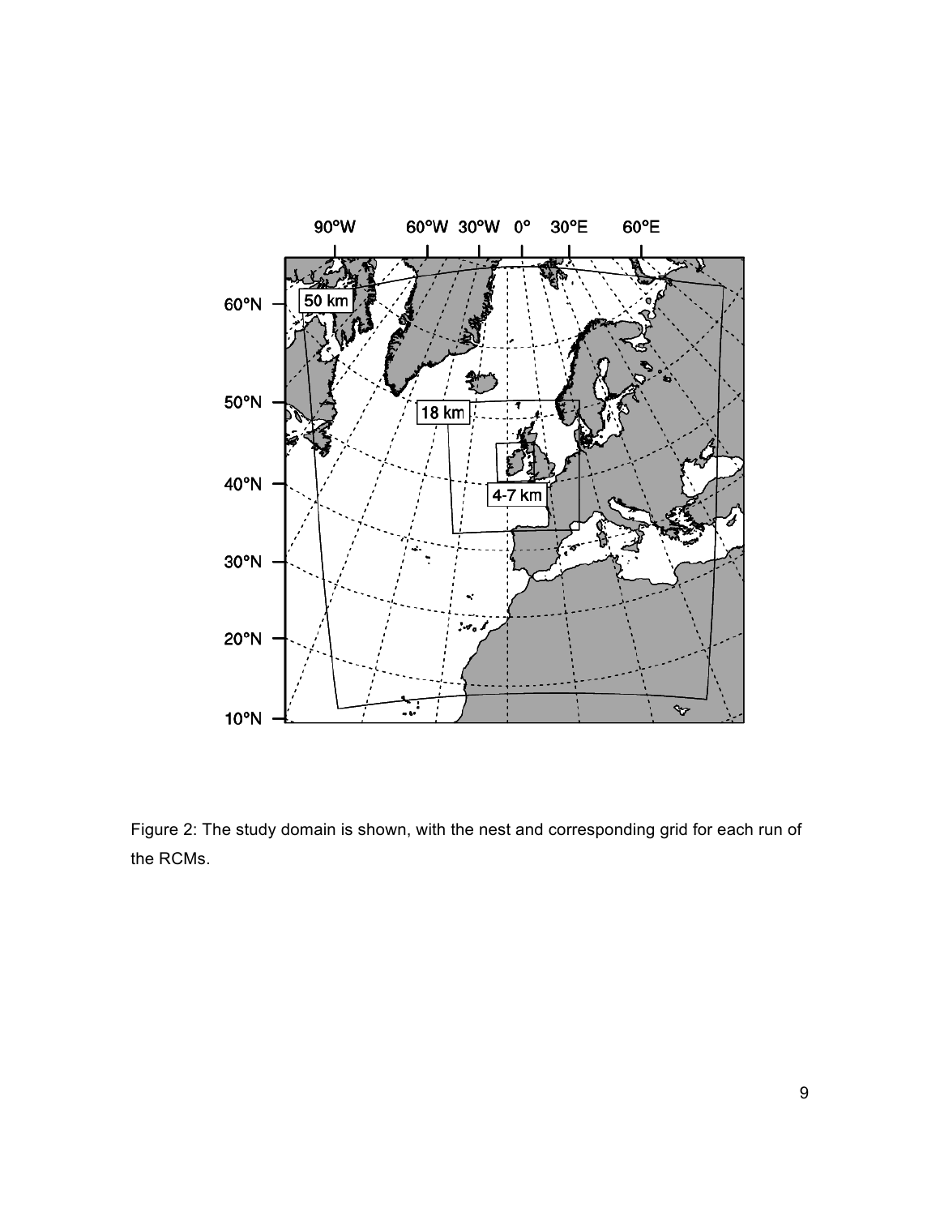Figure 2: The study domain is shown, with the nest and corresponding grid for each run of the RCMs.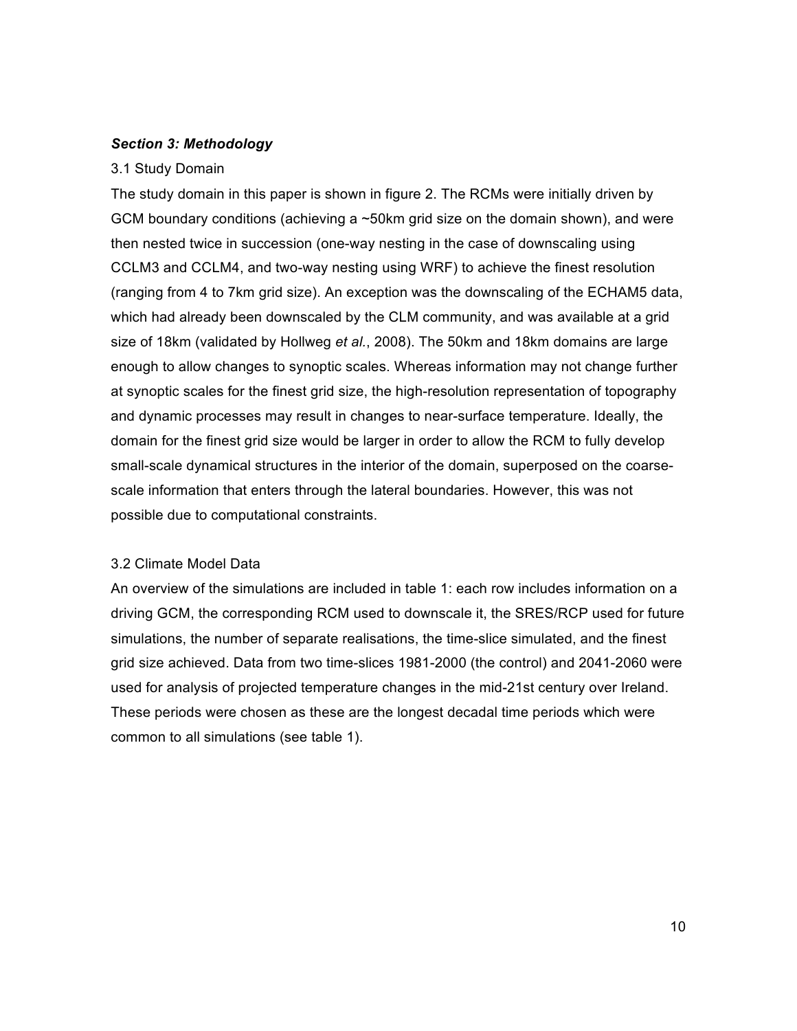### *Section 3: Methodology*

3.1 Study Domain

The study domain in this paper is shown in figure 2. The RCMs were initially driven by GCM boundary conditions (achieving a ~50km grid size on the domain shown), and were then nested twice in succession (one-way nesting in the case of downscaling using CCLM3 and CCLM4, and two-way nesting using WRF) to achieve the finest resolution (ranging from 4 to 7km grid size). An exception was the downscaling of the ECHAM5 data, which had already been downscaled by the CLM community, and was available at a grid size of 18km (validated by Hollweg *et al.*, 2008). The 50km and 18km domains are large enough to allow changes to synoptic scales. Whereas information may not change further at synoptic scales for the finest grid size, the high-resolution representation of topography and dynamic processes may result in changes to near-surface temperature. Ideally, the domain for the finest grid size would be larger in order to allow the RCM to fully develop small-scale dynamical structures in the interior of the domain, superposed on the coarse-scale information that enters through the lateral boundaries. However, this was not possible due to computational constraints.

3.2 Climate Model Data

An overview of the simulations are included in table 1: each row includes information on a driving GCM, the corresponding RCM used to downscale it, the SRES/RCP used for future simulations, the number of separate realisations, the time-slice simulated, and the finest grid size achieved. Data from two time-slices 1981-2000 (the control) and 2041-2060 were used for analysis of projected temperature changes in the mid-21st century over Ireland. These periods were chosen as these are the longest decadal time periods which were common to all simulations (see table 1).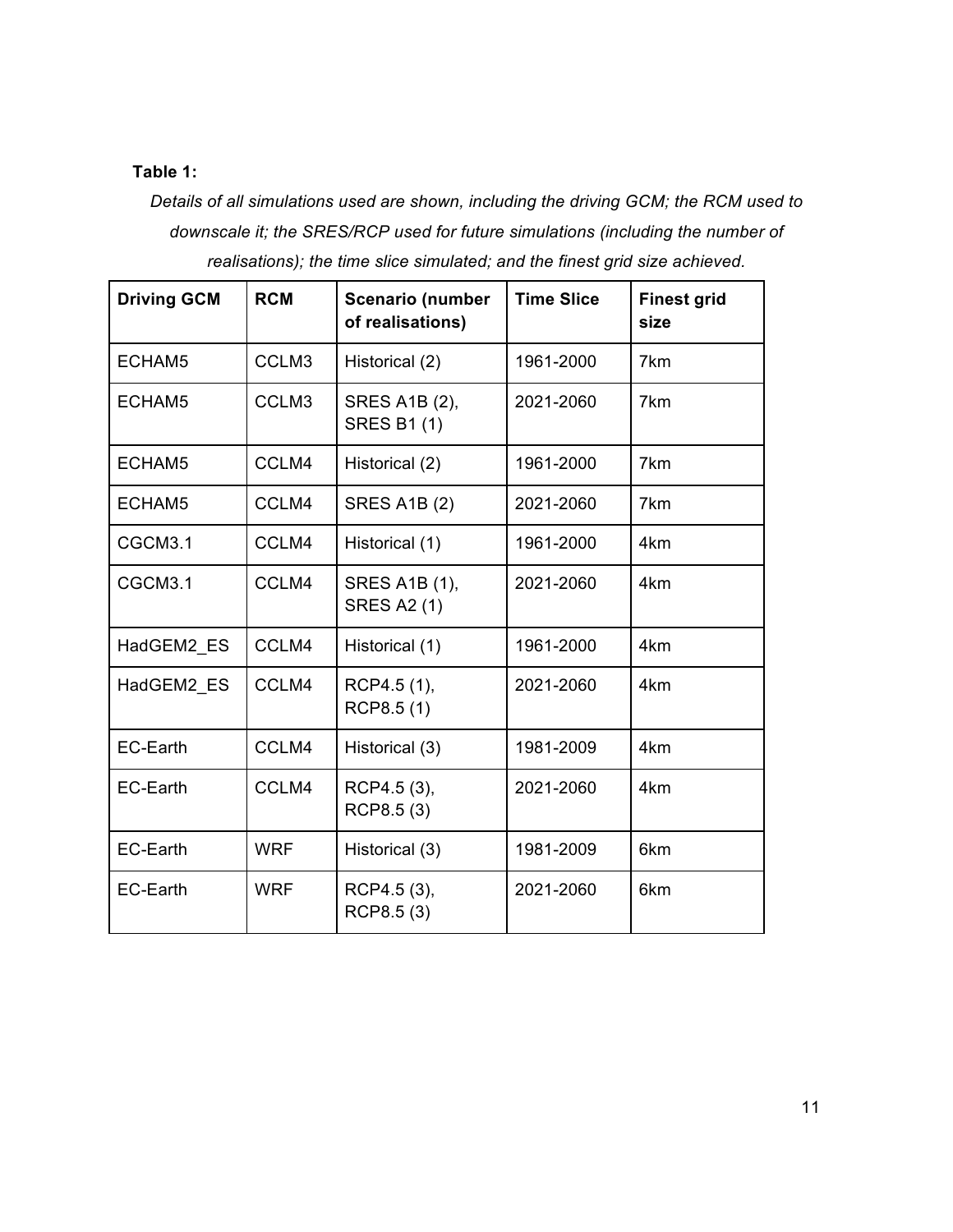**Table 1:**

*Details of all simulations used are shown, including the driving GCM; the RCM used to downscale it; the SRES/RCP used for future simulations (including the number of realisations); the time slice simulated; and the finest grid size achieved.*

| Driving GCM | RCM | Scenario (number of realisations) | Time Slice | Finest grid size |
|---|---|---|---|---|
| ECHAM5 | CCLM3 | Historical (2) | 1961-2000 | 7km |
| ECHAM5 | CCLM3 | SRES A1B (2), SRES B1 (1) | 2021-2060 | 7km |
| ECHAM5 | CCLM4 | Historical (2) | 1961-2000 | 7km |
| ECHAM5 | CCLM4 | SRES A1B (2) | 2021-2060 | 7km |
| CGCM3.1 | CCLM4 | Historical (1) | 1961-2000 | 4km |
| CGCM3.1 | CCLM4 | SRES A1B (1), SRES A2 (1) | 2021-2060 | 4km |
| HadGEM2_ES | CCLM4 | Historical (1) | 1961-2000 | 4km |
| HadGEM2_ES | CCLM4 | RCP4.5 (1), RCP8.5 (1) | 2021-2060 | 4km |
| EC-Earth | CCLM4 | Historical (3) | 1981-2009 | 4km |
| EC-Earth | CCLM4 | RCP4.5 (3), RCP8.5 (3) | 2021-2060 | 4km |
| EC-Earth | WRF | Historical (3) | 1981-2009 | 6km |
| EC-Earth | WRF | RCP4.5 (3), RCP8.5 (3) | 2021-2060 | 6km |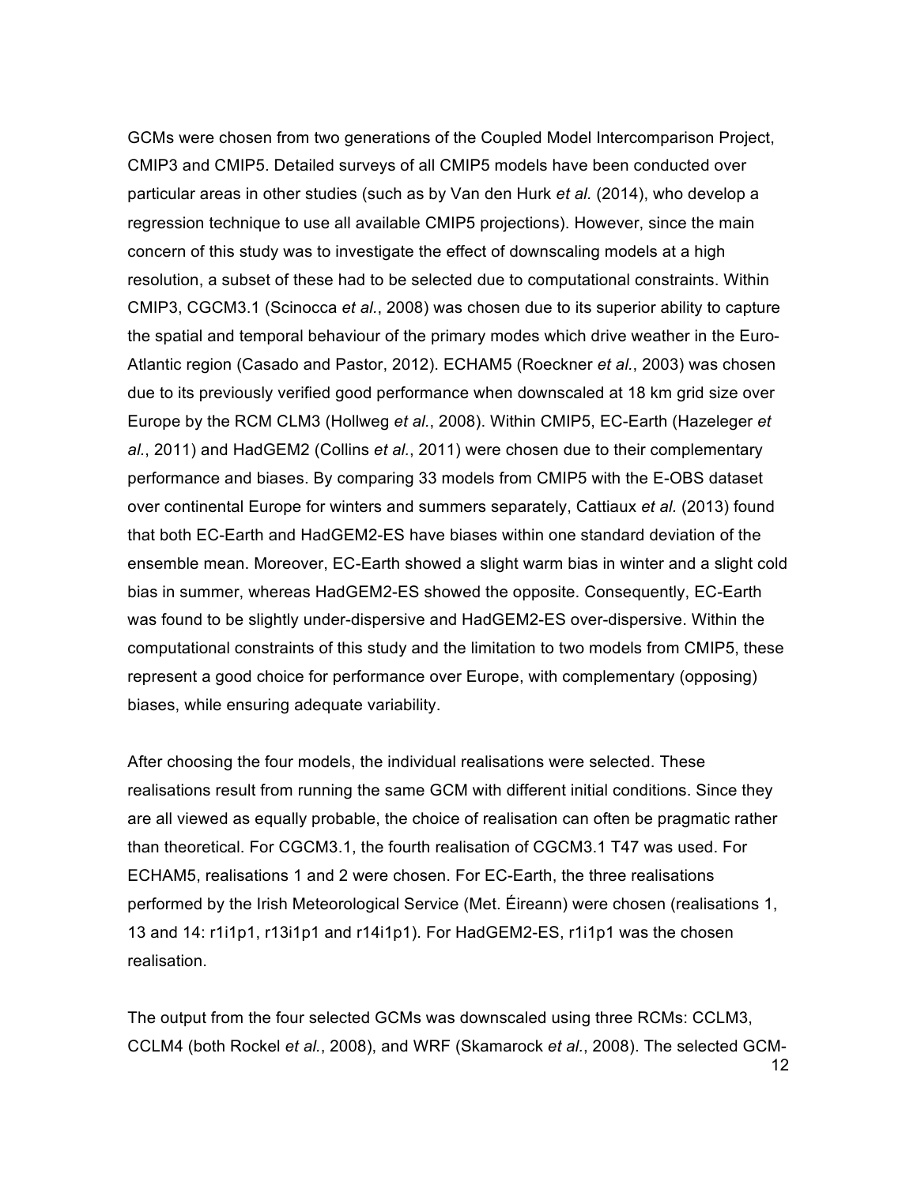GCMs were chosen from two generations of the Coupled Model Intercomparison Project, CMIP3 and CMIP5. Detailed surveys of all CMIP5 models have been conducted over particular areas in other studies (such as by Van den Hurk *et al.* (2014), who develop a regression technique to use all available CMIP5 projections). However, since the main concern of this study was to investigate the effect of downscaling models at a high resolution, a subset of these had to be selected due to computational constraints. Within CMIP3, CGCM3.1 (Scinocca *et al.*, 2008) was chosen due to its superior ability to capture the spatial and temporal behaviour of the primary modes which drive weather in the Euro-Atlantic region (Casado and Pastor, 2012). ECHAM5 (Roeckner *et al.*, 2003) was chosen due to its previously verified good performance when downscaled at 18 km grid size over Europe by the RCM CLM3 (Hollweg *et al.*, 2008). Within CMIP5, EC-Earth (Hazeleger *et al.*, 2011) and HadGEM2 (Collins *et al.*, 2011) were chosen due to their complementary performance and biases. By comparing 33 models from CMIP5 with the E-OBS dataset over continental Europe for winters and summers separately, Cattiaux *et al.* (2013) found that both EC-Earth and HadGEM2-ES have biases within one standard deviation of the ensemble mean. Moreover, EC-Earth showed a slight warm bias in winter and a slight cold bias in summer, whereas HadGEM2-ES showed the opposite. Consequently, EC-Earth was found to be slightly under-dispersive and HadGEM2-ES over-dispersive. Within the computational constraints of this study and the limitation to two models from CMIP5, these represent a good choice for performance over Europe, with complementary (opposing) biases, while ensuring adequate variability.

After choosing the four models, the individual realisations were selected. These realisations result from running the same GCM with different initial conditions. Since they are all viewed as equally probable, the choice of realisation can often be pragmatic rather than theoretical. For CGCM3.1, the fourth realisation of CGCM3.1 T47 was used. For ECHAM5, realisations 1 and 2 were chosen. For EC-Earth, the three realisations performed by the Irish Meteorological Service (Met. Éireann) were chosen (realisations 1, 13 and 14: r1i1p1, r13i1p1 and r14i1p1). For HadGEM2-ES, r1i1p1 was the chosen realisation.

The output from the four selected GCMs was downscaled using three RCMs: CCLM3, CCLM4 (both Rockel *et al.*, 2008), and WRF (Skamarock *et al.*, 2008). The selected GCM-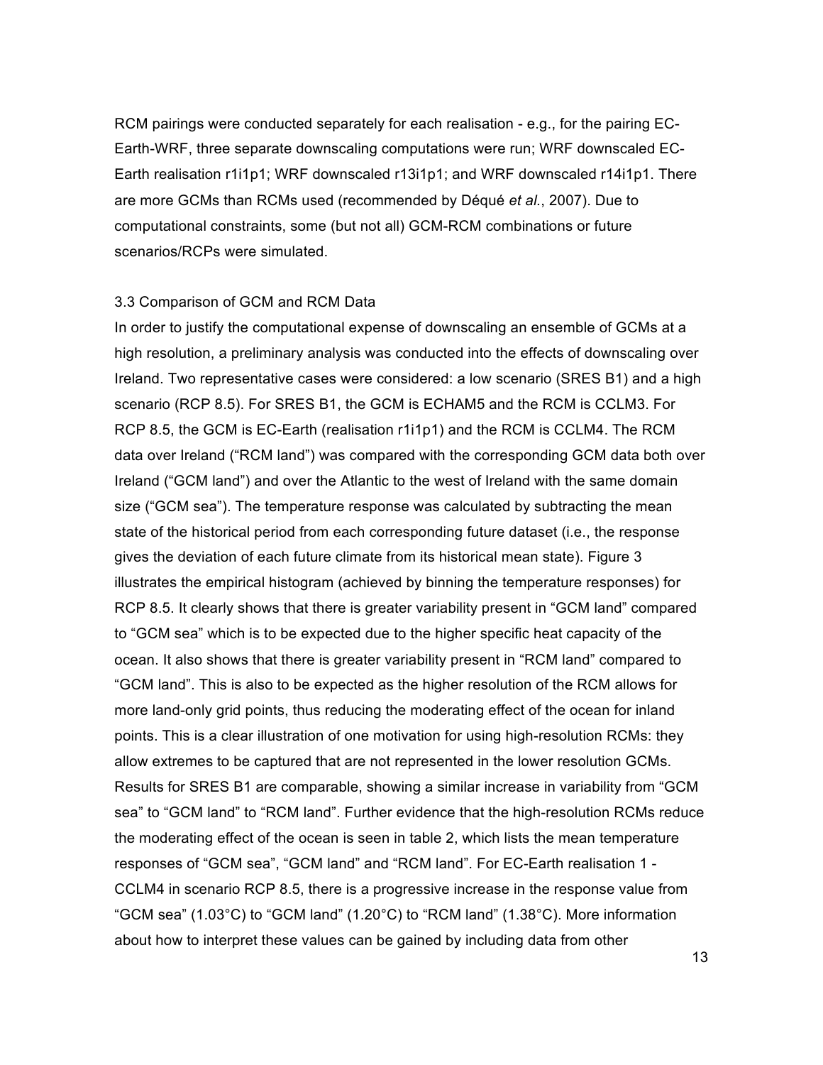RCM pairings were conducted separately for each realisation - e.g., for the pairing EC-Earth-WRF, three separate downscaling computations were run; WRF downscaled EC-Earth realisation r1i1p1; WRF downscaled r13i1p1; and WRF downscaled r14i1p1. There are more GCMs than RCMs used (recommended by Déqué *et al.*, 2007). Due to computational constraints, some (but not all) GCM-RCM combinations or future scenarios/RCPs were simulated.

### 3.3 Comparison of GCM and RCM Data

In order to justify the computational expense of downscaling an ensemble of GCMs at a high resolution, a preliminary analysis was conducted into the effects of downscaling over Ireland. Two representative cases were considered: a low scenario (SRES B1) and a high scenario (RCP 8.5). For SRES B1, the GCM is ECHAM5 and the RCM is CCLM3. For RCP 8.5, the GCM is EC-Earth (realisation r1i1p1) and the RCM is CCLM4. The RCM data over Ireland ("RCM land") was compared with the corresponding GCM data both over Ireland ("GCM land") and over the Atlantic to the west of Ireland with the same domain size ("GCM sea"). The temperature response was calculated by subtracting the mean state of the historical period from each corresponding future dataset (i.e., the response gives the deviation of each future climate from its historical mean state). Figure 3 illustrates the empirical histogram (achieved by binning the temperature responses) for RCP 8.5. It clearly shows that there is greater variability present in "GCM land" compared to "GCM sea" which is to be expected due to the higher specific heat capacity of the ocean. It also shows that there is greater variability present in "RCM land" compared to "GCM land". This is also to be expected as the higher resolution of the RCM allows for more land-only grid points, thus reducing the moderating effect of the ocean for inland points. This is a clear illustration of one motivation for using high-resolution RCMs: they allow extremes to be captured that are not represented in the lower resolution GCMs. Results for SRES B1 are comparable, showing a similar increase in variability from "GCM sea" to "GCM land" to "RCM land". Further evidence that the high-resolution RCMs reduce the moderating effect of the ocean is seen in table 2, which lists the mean temperature responses of "GCM sea", "GCM land" and "RCM land". For EC-Earth realisation 1 - CCLM4 in scenario RCP 8.5, there is a progressive increase in the response value from "GCM sea" (1.03°C) to "GCM land" (1.20°C) to "RCM land" (1.38°C). More information about how to interpret these values can be gained by including data from other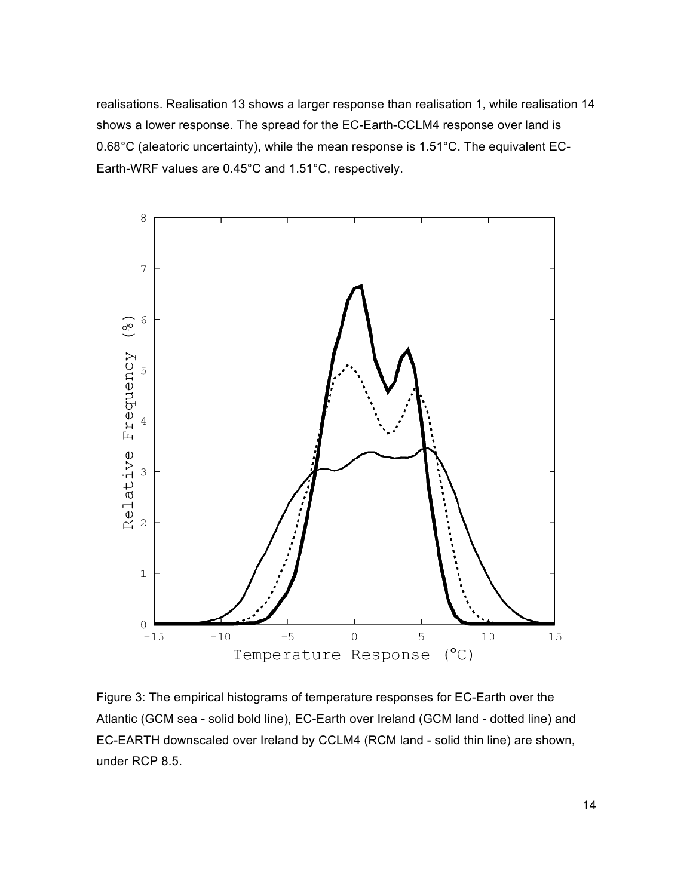realisations. Realisation 13 shows a larger response than realisation 1, while realisation 14 shows a lower response. The spread for the EC-Earth-CCLM4 response over land is 0.68°C (aleatoric uncertainty), while the mean response is 1.51°C. The equivalent EC-Earth-WRF values are 0.45°C and 1.51°C, respectively.

Figure 3: The empirical histograms of temperature responses for EC-Earth over the Atlantic (GCM sea - solid bold line), EC-Earth over Ireland (GCM land - dotted line) and EC-EARTH downscaled over Ireland by CCLM4 (RCM land - solid thin line) are shown, under RCP 8.5.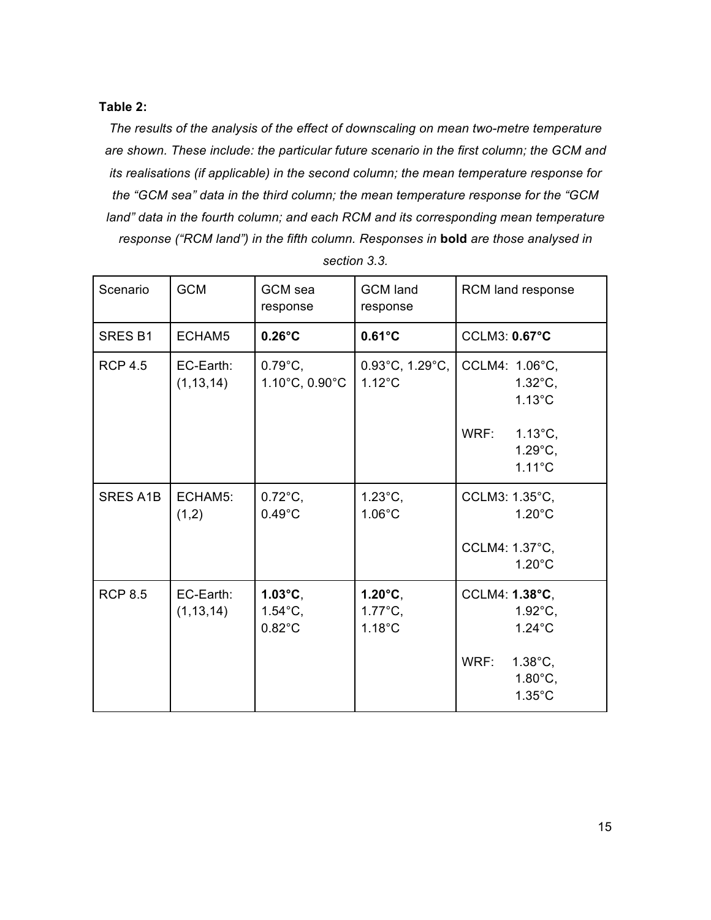**Table 2:**

*The results of the analysis of the effect of downscaling on mean two-metre temperature are shown. These include: the particular future scenario in the first column; the GCM and its realisations (if applicable) in the second column; the mean temperature response for the "GCM sea" data in the third column; the mean temperature response for the "GCM land" data in the fourth column; and each RCM and its corresponding mean temperature response ("RCM land") in the fifth column. Responses in* **bold** *are those analysed in section 3.3.*

| Scenario | GCM | GCM sea response | GCM land response | RCM land response |
|---|---|---|---|---|
| SRES B1 | ECHAM5 | **0.26°C** | **0.61°C** | CCLM3: **0.67°C** |
| RCP 4.5 | EC-Earth: (1,13,14) | 0.79°C, 1.10°C, 0.90°C | 0.93°C, 1.29°C, 1.12°C | CCLM4: 1.06°C, 1.32°C, 1.13°C<br><br>WRF: 1.13°C, 1.29°C, 1.11°C |
| SRES A1B | ECHAM5: (1,2) | 0.72°C, 0.49°C | 1.23°C, 1.06°C | CCLM3: 1.35°C, 1.20°C<br><br>CCLM4: 1.37°C, 1.20°C |
| RCP 8.5 | EC-Earth: (1,13,14) | **1.03°C**, 1.54°C, 0.82°C | **1.20°C**, 1.77°C, 1.18°C | CCLM4: **1.38°C**, 1.92°C, 1.24°C<br><br>WRF: 1.38°C, 1.80°C, 1.35°C |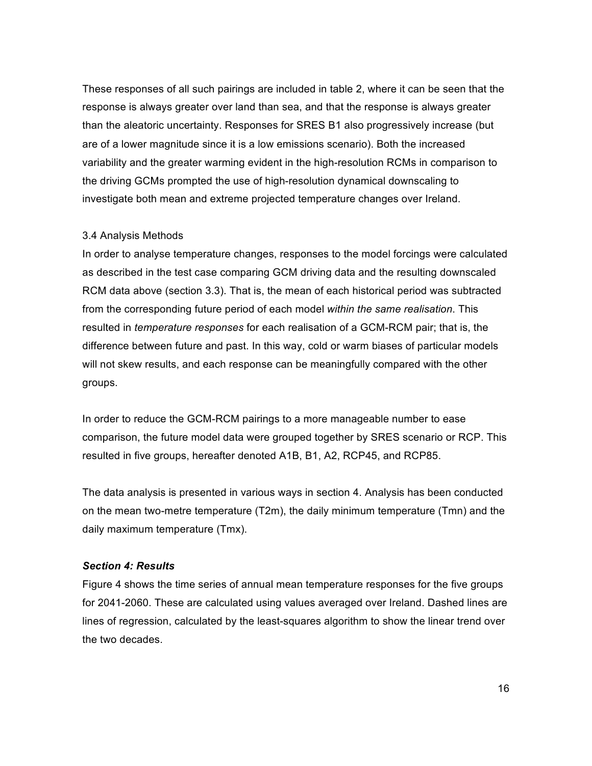These responses of all such pairings are included in table 2, where it can be seen that the response is always greater over land than sea, and that the response is always greater than the aleatoric uncertainty. Responses for SRES B1 also progressively increase (but are of a lower magnitude since it is a low emissions scenario). Both the increased variability and the greater warming evident in the high-resolution RCMs in comparison to the driving GCMs prompted the use of high-resolution dynamical downscaling to investigate both mean and extreme projected temperature changes over Ireland.

### 3.4 Analysis Methods

In order to analyse temperature changes, responses to the model forcings were calculated as described in the test case comparing GCM driving data and the resulting downscaled RCM data above (section 3.3). That is, the mean of each historical period was subtracted from the corresponding future period of each model *within the same realisation*. This resulted in *temperature responses* for each realisation of a GCM-RCM pair; that is, the difference between future and past. In this way, cold or warm biases of particular models will not skew results, and each response can be meaningfully compared with the other groups.

In order to reduce the GCM-RCM pairings to a more manageable number to ease comparison, the future model data were grouped together by SRES scenario or RCP. This resulted in five groups, hereafter denoted A1B, B1, A2, RCP45, and RCP85.

The data analysis is presented in various ways in section 4. Analysis has been conducted on the mean two-metre temperature (T2m), the daily minimum temperature (Tmn) and the daily maximum temperature (Tmx).

## ***Section 4: Results***

Figure 4 shows the time series of annual mean temperature responses for the five groups for 2041-2060. These are calculated using values averaged over Ireland. Dashed lines are lines of regression, calculated by the least-squares algorithm to show the linear trend over the two decades.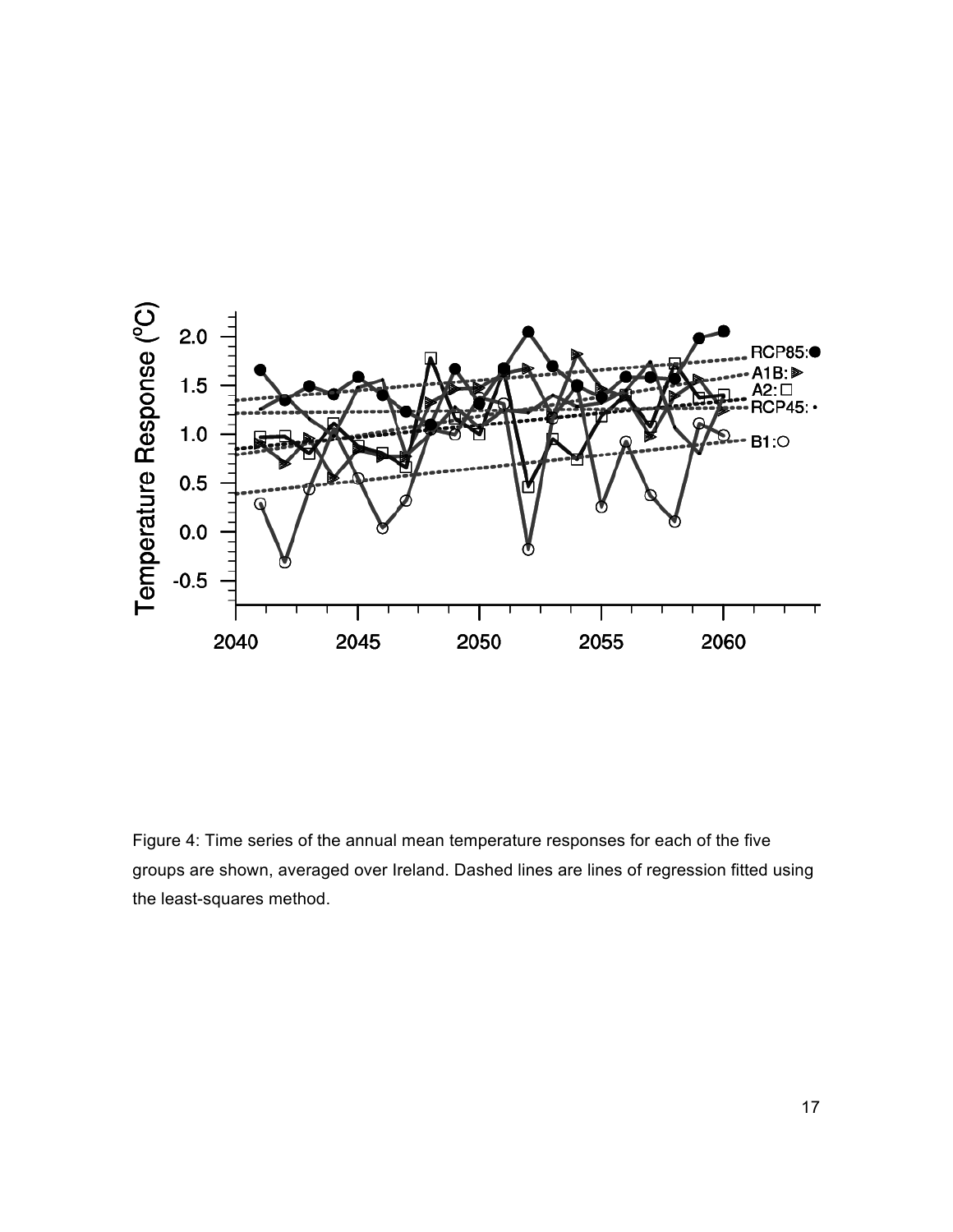Figure 4: Time series of the annual mean temperature responses for each of the five groups are shown, averaged over Ireland. Dashed lines are lines of regression fitted using the least-squares method.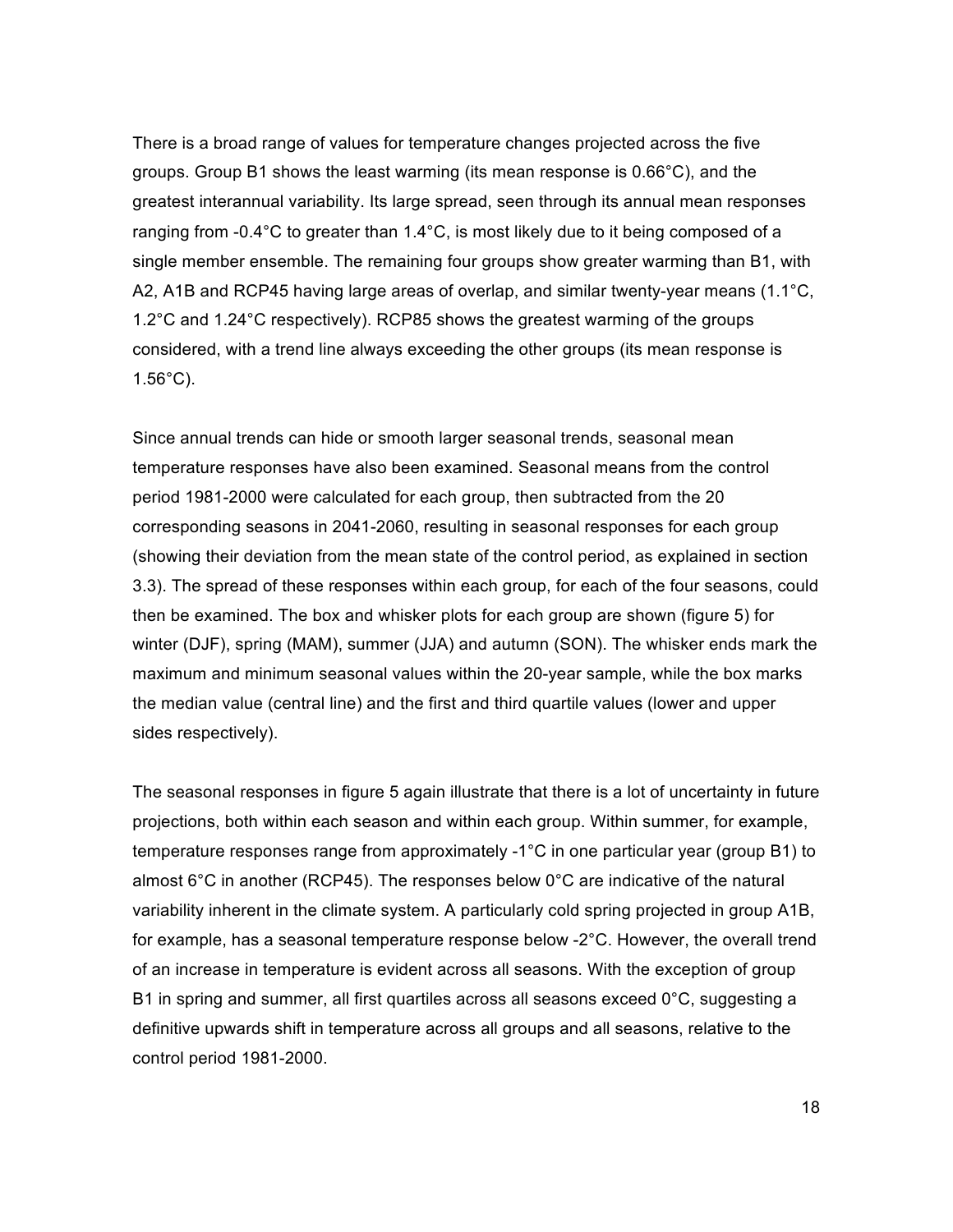There is a broad range of values for temperature changes projected across the five groups. Group B1 shows the least warming (its mean response is 0.66°C), and the greatest interannual variability. Its large spread, seen through its annual mean responses ranging from -0.4°C to greater than 1.4°C, is most likely due to it being composed of a single member ensemble. The remaining four groups show greater warming than B1, with A2, A1B and RCP45 having large areas of overlap, and similar twenty-year means (1.1°C, 1.2°C and 1.24°C respectively). RCP85 shows the greatest warming of the groups considered, with a trend line always exceeding the other groups (its mean response is 1.56°C).

Since annual trends can hide or smooth larger seasonal trends, seasonal mean temperature responses have also been examined. Seasonal means from the control period 1981-2000 were calculated for each group, then subtracted from the 20 corresponding seasons in 2041-2060, resulting in seasonal responses for each group (showing their deviation from the mean state of the control period, as explained in section 3.3). The spread of these responses within each group, for each of the four seasons, could then be examined. The box and whisker plots for each group are shown (figure 5) for winter (DJF), spring (MAM), summer (JJA) and autumn (SON). The whisker ends mark the maximum and minimum seasonal values within the 20-year sample, while the box marks the median value (central line) and the first and third quartile values (lower and upper sides respectively).

The seasonal responses in figure 5 again illustrate that there is a lot of uncertainty in future projections, both within each season and within each group. Within summer, for example, temperature responses range from approximately -1°C in one particular year (group B1) to almost 6°C in another (RCP45). The responses below 0°C are indicative of the natural variability inherent in the climate system. A particularly cold spring projected in group A1B, for example, has a seasonal temperature response below -2°C. However, the overall trend of an increase in temperature is evident across all seasons. With the exception of group B1 in spring and summer, all first quartiles across all seasons exceed 0°C, suggesting a definitive upwards shift in temperature across all groups and all seasons, relative to the control period 1981-2000.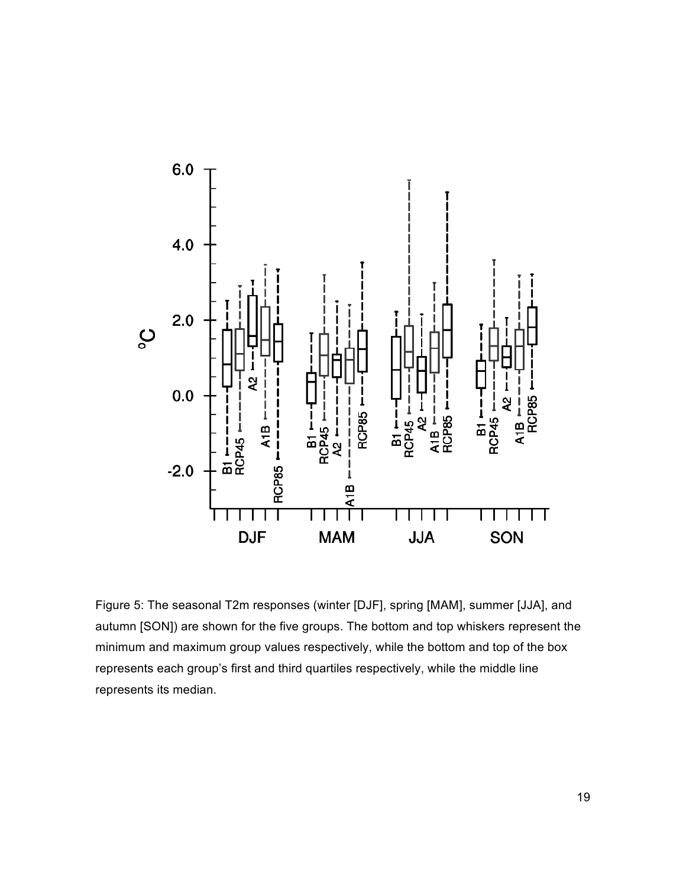Figure 5: The seasonal T2m responses (winter [DJF], spring [MAM], summer [JJA], and autumn [SON]) are shown for the five groups. The bottom and top whiskers represent the minimum and maximum group values respectively, while the bottom and top of the box represents each group's first and third quartiles respectively, while the middle line represents its median.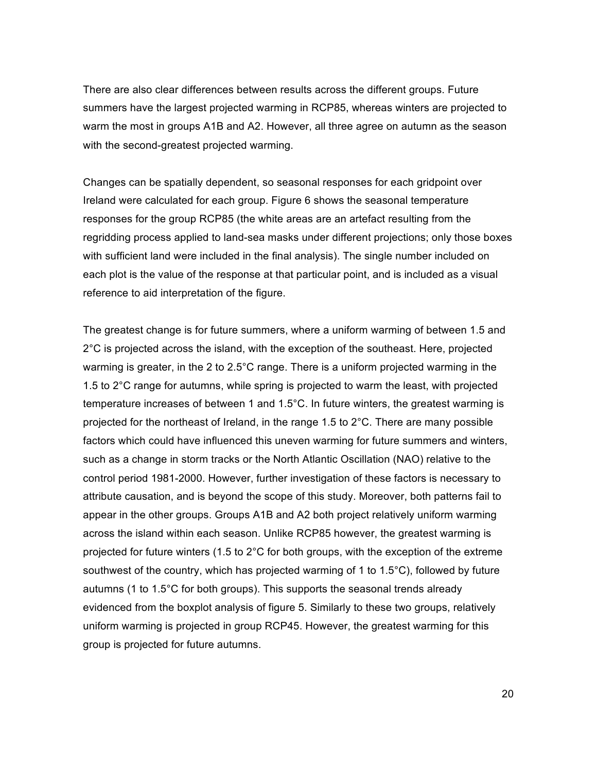There are also clear differences between results across the different groups. Future summers have the largest projected warming in RCP85, whereas winters are projected to warm the most in groups A1B and A2. However, all three agree on autumn as the season with the second-greatest projected warming.

Changes can be spatially dependent, so seasonal responses for each gridpoint over Ireland were calculated for each group. Figure 6 shows the seasonal temperature responses for the group RCP85 (the white areas are an artefact resulting from the regridding process applied to land-sea masks under different projections; only those boxes with sufficient land were included in the final analysis). The single number included on each plot is the value of the response at that particular point, and is included as a visual reference to aid interpretation of the figure.

The greatest change is for future summers, where a uniform warming of between 1.5 and 2°C is projected across the island, with the exception of the southeast. Here, projected warming is greater, in the 2 to 2.5°C range. There is a uniform projected warming in the 1.5 to 2°C range for autumns, while spring is projected to warm the least, with projected temperature increases of between 1 and 1.5°C. In future winters, the greatest warming is projected for the northeast of Ireland, in the range 1.5 to 2°C. There are many possible factors which could have influenced this uneven warming for future summers and winters, such as a change in storm tracks or the North Atlantic Oscillation (NAO) relative to the control period 1981-2000. However, further investigation of these factors is necessary to attribute causation, and is beyond the scope of this study. Moreover, both patterns fail to appear in the other groups. Groups A1B and A2 both project relatively uniform warming across the island within each season. Unlike RCP85 however, the greatest warming is projected for future winters (1.5 to 2°C for both groups, with the exception of the extreme southwest of the country, which has projected warming of 1 to 1.5°C), followed by future autumns (1 to 1.5°C for both groups). This supports the seasonal trends already evidenced from the boxplot analysis of figure 5. Similarly to these two groups, relatively uniform warming is projected in group RCP45. However, the greatest warming for this group is projected for future autumns.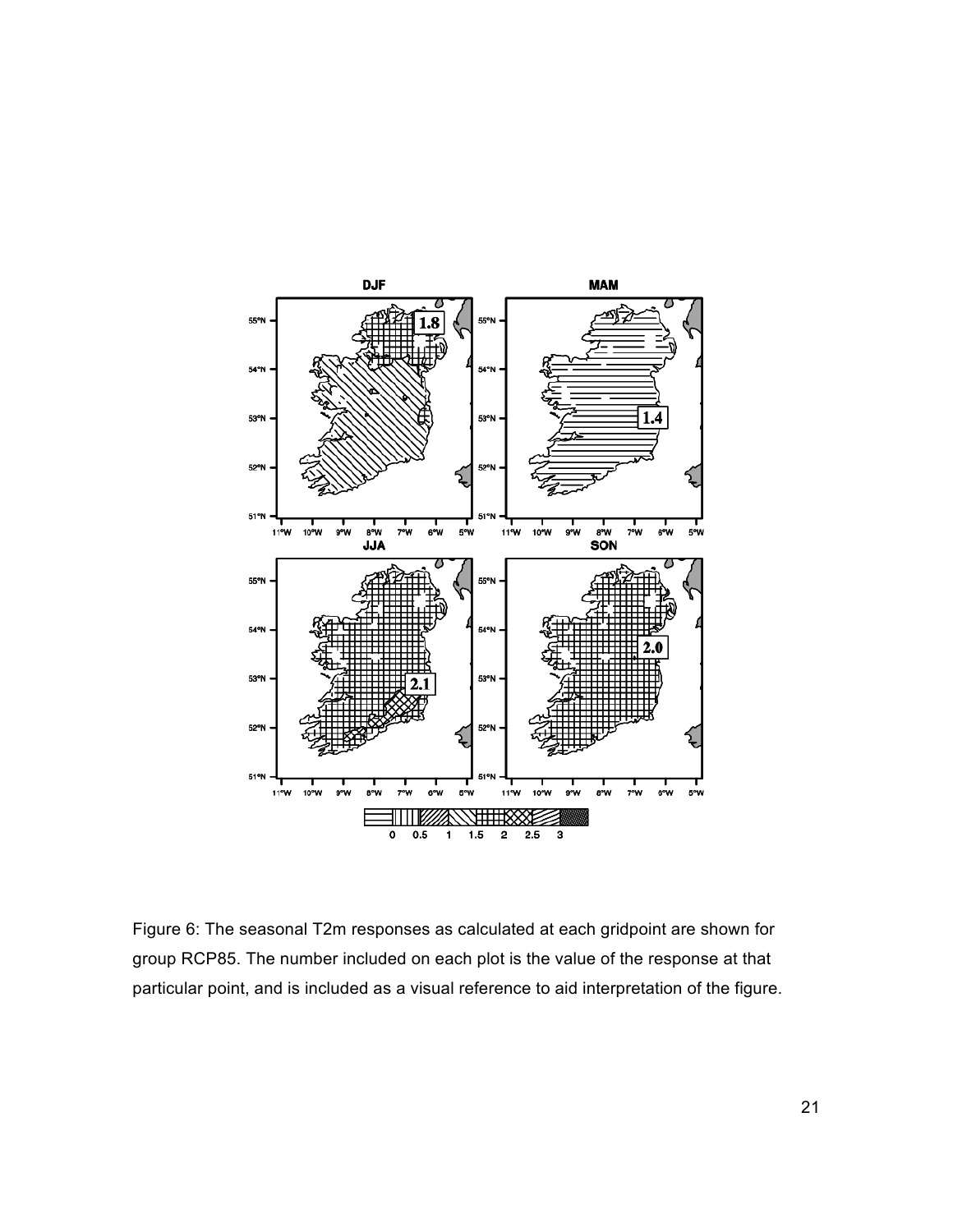Figure 6: The seasonal T2m responses as calculated at each gridpoint are shown for group RCP85. The number included on each plot is the value of the response at that particular point, and is included as a visual reference to aid interpretation of the figure.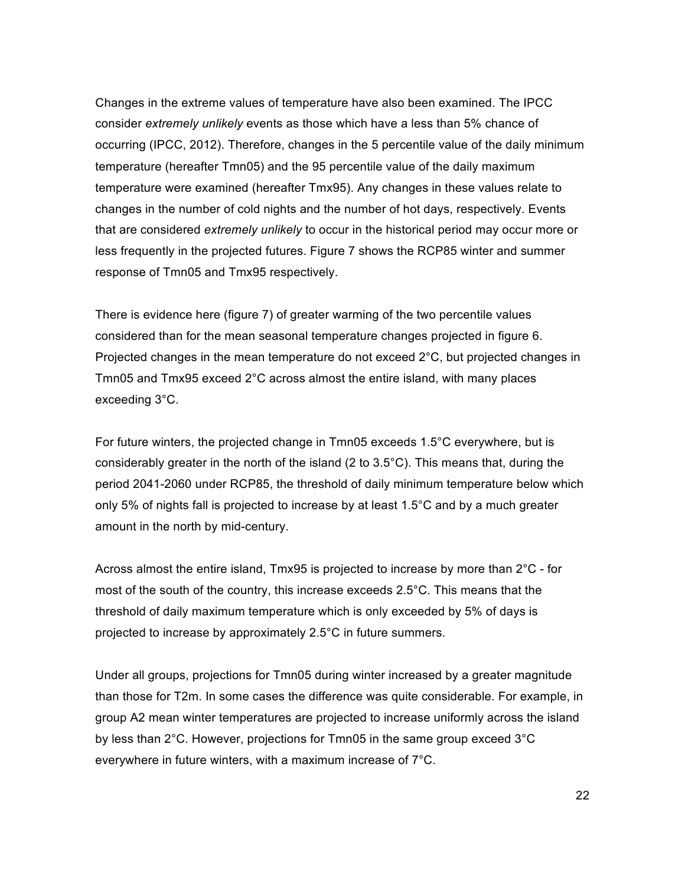Changes in the extreme values of temperature have also been examined. The IPCC consider *extremely unlikely* events as those which have a less than 5% chance of occurring (IPCC, 2012). Therefore, changes in the 5 percentile value of the daily minimum temperature (hereafter Tmn05) and the 95 percentile value of the daily maximum temperature were examined (hereafter Tmx95). Any changes in these values relate to changes in the number of cold nights and the number of hot days, respectively. Events that are considered *extremely unlikely* to occur in the historical period may occur more or less frequently in the projected futures. Figure 7 shows the RCP85 winter and summer response of Tmn05 and Tmx95 respectively.

There is evidence here (figure 7) of greater warming of the two percentile values considered than for the mean seasonal temperature changes projected in figure 6. Projected changes in the mean temperature do not exceed 2°C, but projected changes in Tmn05 and Tmx95 exceed 2°C across almost the entire island, with many places exceeding 3°C.

For future winters, the projected change in Tmn05 exceeds 1.5°C everywhere, but is considerably greater in the north of the island (2 to 3.5°C). This means that, during the period 2041-2060 under RCP85, the threshold of daily minimum temperature below which only 5% of nights fall is projected to increase by at least 1.5°C and by a much greater amount in the north by mid-century.

Across almost the entire island, Tmx95 is projected to increase by more than 2°C - for most of the south of the country, this increase exceeds 2.5°C. This means that the threshold of daily maximum temperature which is only exceeded by 5% of days is projected to increase by approximately 2.5°C in future summers.

Under all groups, projections for Tmn05 during winter increased by a greater magnitude than those for T2m. In some cases the difference was quite considerable. For example, in group A2 mean winter temperatures are projected to increase uniformly across the island by less than 2°C. However, projections for Tmn05 in the same group exceed 3°C everywhere in future winters, with a maximum increase of 7°C.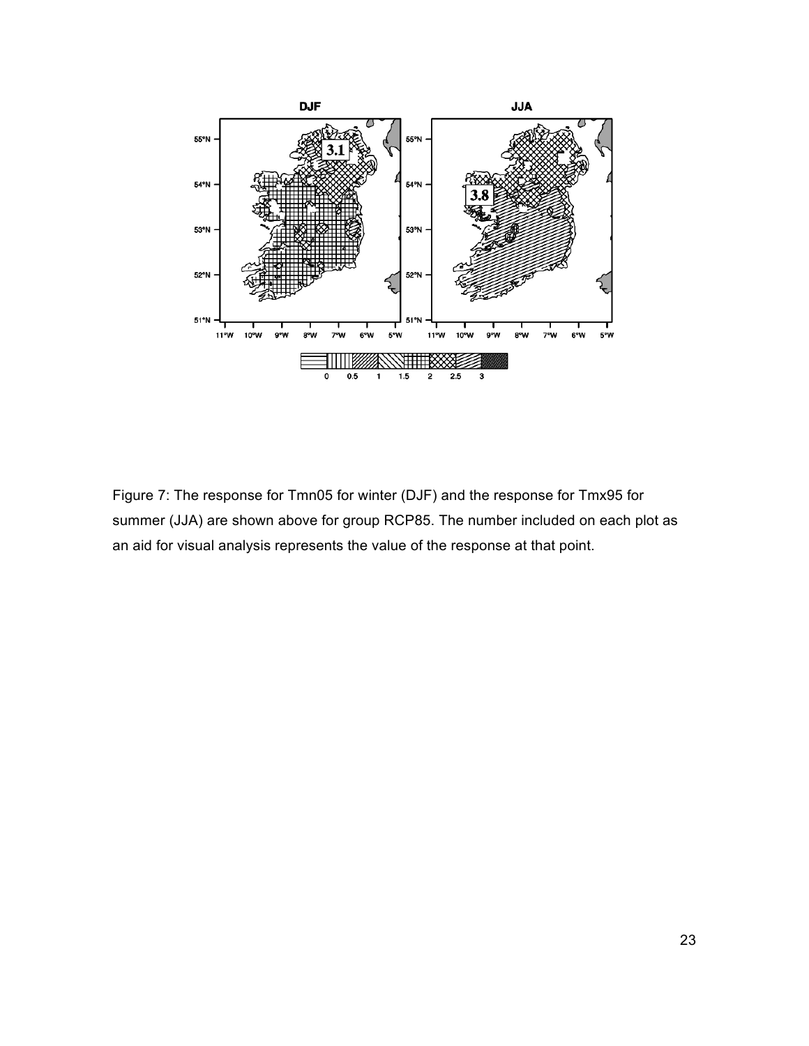Figure 7: The response for Tmn05 for winter (DJF) and the response for Tmx95 for summer (JJA) are shown above for group RCP85. The number included on each plot as an aid for visual analysis represents the value of the response at that point.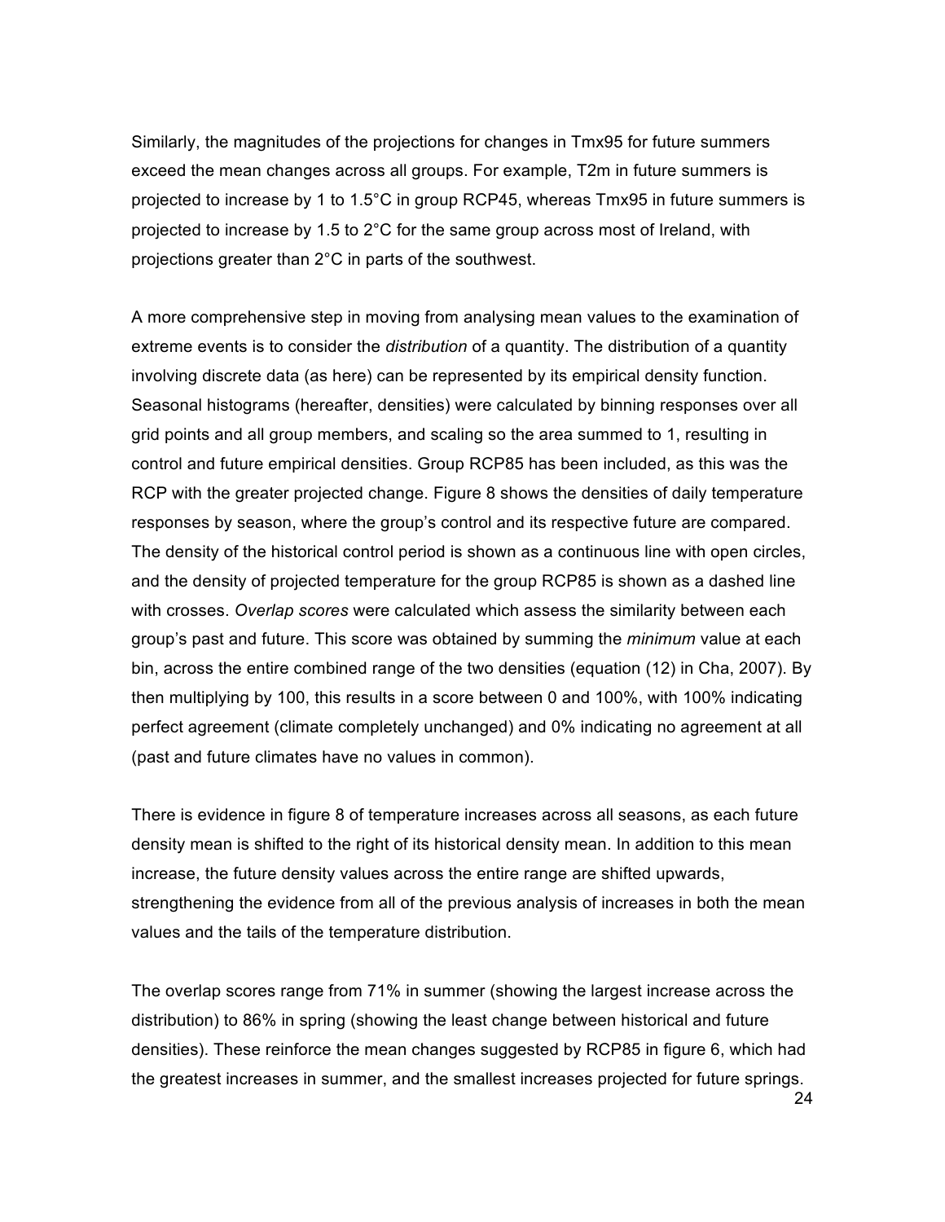Similarly, the magnitudes of the projections for changes in Tmx95 for future summers exceed the mean changes across all groups. For example, T2m in future summers is projected to increase by 1 to 1.5°C in group RCP45, whereas Tmx95 in future summers is projected to increase by 1.5 to 2°C for the same group across most of Ireland, with projections greater than 2°C in parts of the southwest.

A more comprehensive step in moving from analysing mean values to the examination of extreme events is to consider the *distribution* of a quantity. The distribution of a quantity involving discrete data (as here) can be represented by its empirical density function. Seasonal histograms (hereafter, densities) were calculated by binning responses over all grid points and all group members, and scaling so the area summed to 1, resulting in control and future empirical densities. Group RCP85 has been included, as this was the RCP with the greater projected change. Figure 8 shows the densities of daily temperature responses by season, where the group's control and its respective future are compared. The density of the historical control period is shown as a continuous line with open circles, and the density of projected temperature for the group RCP85 is shown as a dashed line with crosses. *Overlap scores* were calculated which assess the similarity between each group's past and future. This score was obtained by summing the *minimum* value at each bin, across the entire combined range of the two densities (equation (12) in Cha, 2007). By then multiplying by 100, this results in a score between 0 and 100%, with 100% indicating perfect agreement (climate completely unchanged) and 0% indicating no agreement at all (past and future climates have no values in common).

There is evidence in figure 8 of temperature increases across all seasons, as each future density mean is shifted to the right of its historical density mean. In addition to this mean increase, the future density values across the entire range are shifted upwards, strengthening the evidence from all of the previous analysis of increases in both the mean values and the tails of the temperature distribution.

The overlap scores range from 71% in summer (showing the largest increase across the distribution) to 86% in spring (showing the least change between historical and future densities). These reinforce the mean changes suggested by RCP85 in figure 6, which had the greatest increases in summer, and the smallest increases projected for future springs.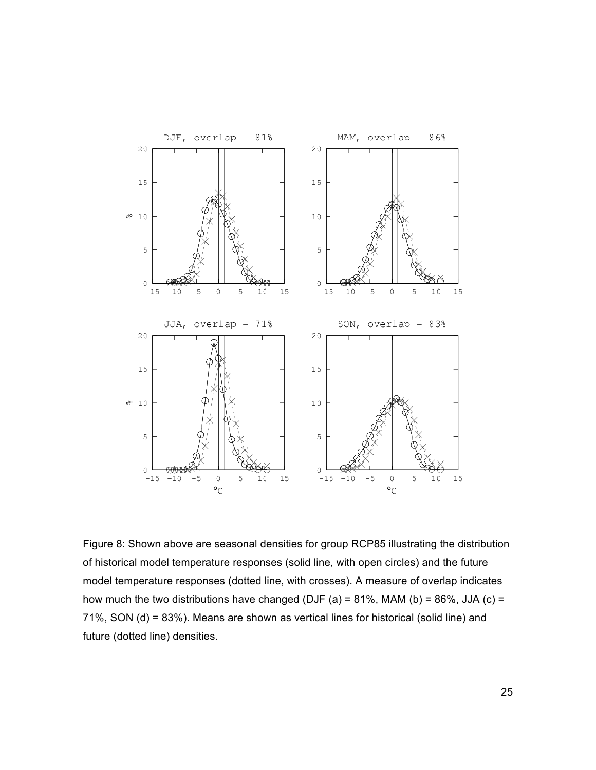Figure 8: Shown above are seasonal densities for group RCP85 illustrating the distribution of historical model temperature responses (solid line, with open circles) and the future model temperature responses (dotted line, with crosses). A measure of overlap indicates how much the two distributions have changed (DJF (a) = 81%, MAM (b) = 86%, JJA (c) = 71%, SON (d) = 83%). Means are shown as vertical lines for historical (solid line) and future (dotted line) densities.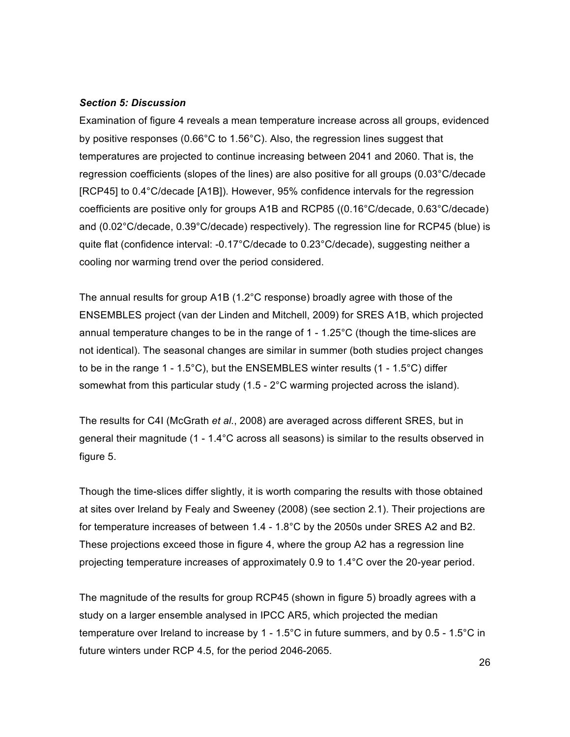***Section 5: Discussion***

Examination of figure 4 reveals a mean temperature increase across all groups, evidenced by positive responses (0.66°C to 1.56°C). Also, the regression lines suggest that temperatures are projected to continue increasing between 2041 and 2060. That is, the regression coefficients (slopes of the lines) are also positive for all groups (0.03°C/decade [RCP45] to 0.4°C/decade [A1B]). However, 95% confidence intervals for the regression coefficients are positive only for groups A1B and RCP85 ((0.16°C/decade, 0.63°C/decade) and (0.02°C/decade, 0.39°C/decade) respectively). The regression line for RCP45 (blue) is quite flat (confidence interval: -0.17°C/decade to 0.23°C/decade), suggesting neither a cooling nor warming trend over the period considered.

The annual results for group A1B (1.2°C response) broadly agree with those of the ENSEMBLES project (van der Linden and Mitchell, 2009) for SRES A1B, which projected annual temperature changes to be in the range of 1 - 1.25°C (though the time-slices are not identical). The seasonal changes are similar in summer (both studies project changes to be in the range 1 - 1.5°C), but the ENSEMBLES winter results (1 - 1.5°C) differ somewhat from this particular study (1.5 - 2°C warming projected across the island).

The results for C4I (McGrath *et al*., 2008) are averaged across different SRES, but in general their magnitude (1 - 1.4°C across all seasons) is similar to the results observed in figure 5.

Though the time-slices differ slightly, it is worth comparing the results with those obtained at sites over Ireland by Fealy and Sweeney (2008) (see section 2.1). Their projections are for temperature increases of between 1.4 - 1.8°C by the 2050s under SRES A2 and B2. These projections exceed those in figure 4, where the group A2 has a regression line projecting temperature increases of approximately 0.9 to 1.4°C over the 20-year period.

The magnitude of the results for group RCP45 (shown in figure 5) broadly agrees with a study on a larger ensemble analysed in IPCC AR5, which projected the median temperature over Ireland to increase by 1 - 1.5°C in future summers, and by 0.5 - 1.5°C in future winters under RCP 4.5, for the period 2046-2065.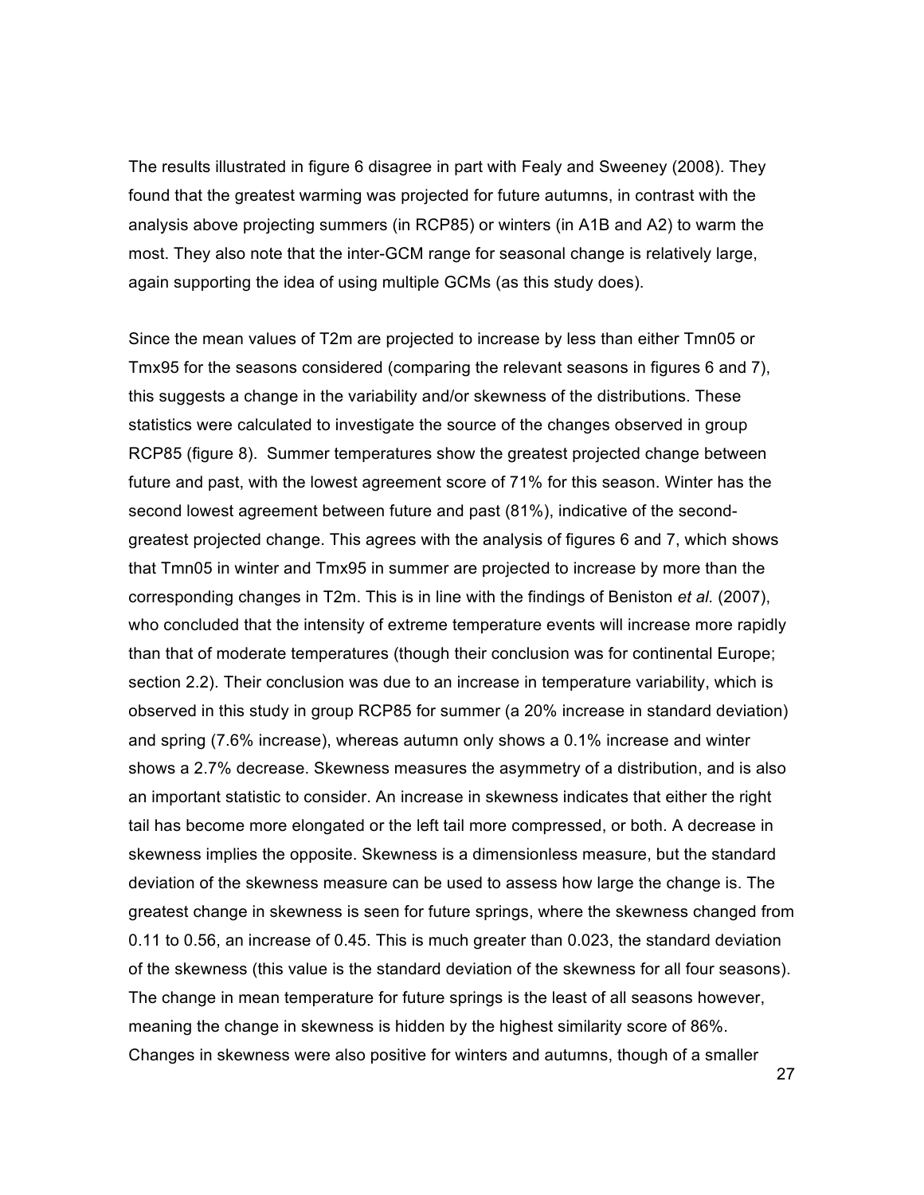The results illustrated in figure 6 disagree in part with Fealy and Sweeney (2008). They found that the greatest warming was projected for future autumns, in contrast with the analysis above projecting summers (in RCP85) or winters (in A1B and A2) to warm the most. They also note that the inter-GCM range for seasonal change is relatively large, again supporting the idea of using multiple GCMs (as this study does).

Since the mean values of T2m are projected to increase by less than either Tmn05 or Tmx95 for the seasons considered (comparing the relevant seasons in figures 6 and 7), this suggests a change in the variability and/or skewness of the distributions. These statistics were calculated to investigate the source of the changes observed in group RCP85 (figure 8). Summer temperatures show the greatest projected change between future and past, with the lowest agreement score of 71% for this season. Winter has the second lowest agreement between future and past (81%), indicative of the second-greatest projected change. This agrees with the analysis of figures 6 and 7, which shows that Tmn05 in winter and Tmx95 in summer are projected to increase by more than the corresponding changes in T2m. This is in line with the findings of Beniston *et al.* (2007), who concluded that the intensity of extreme temperature events will increase more rapidly than that of moderate temperatures (though their conclusion was for continental Europe; section 2.2). Their conclusion was due to an increase in temperature variability, which is observed in this study in group RCP85 for summer (a 20% increase in standard deviation) and spring (7.6% increase), whereas autumn only shows a 0.1% increase and winter shows a 2.7% decrease. Skewness measures the asymmetry of a distribution, and is also an important statistic to consider. An increase in skewness indicates that either the right tail has become more elongated or the left tail more compressed, or both. A decrease in skewness implies the opposite. Skewness is a dimensionless measure, but the standard deviation of the skewness measure can be used to assess how large the change is. The greatest change in skewness is seen for future springs, where the skewness changed from 0.11 to 0.56, an increase of 0.45. This is much greater than 0.023, the standard deviation of the skewness (this value is the standard deviation of the skewness for all four seasons). The change in mean temperature for future springs is the least of all seasons however, meaning the change in skewness is hidden by the highest similarity score of 86%. Changes in skewness were also positive for winters and autumns, though of a smaller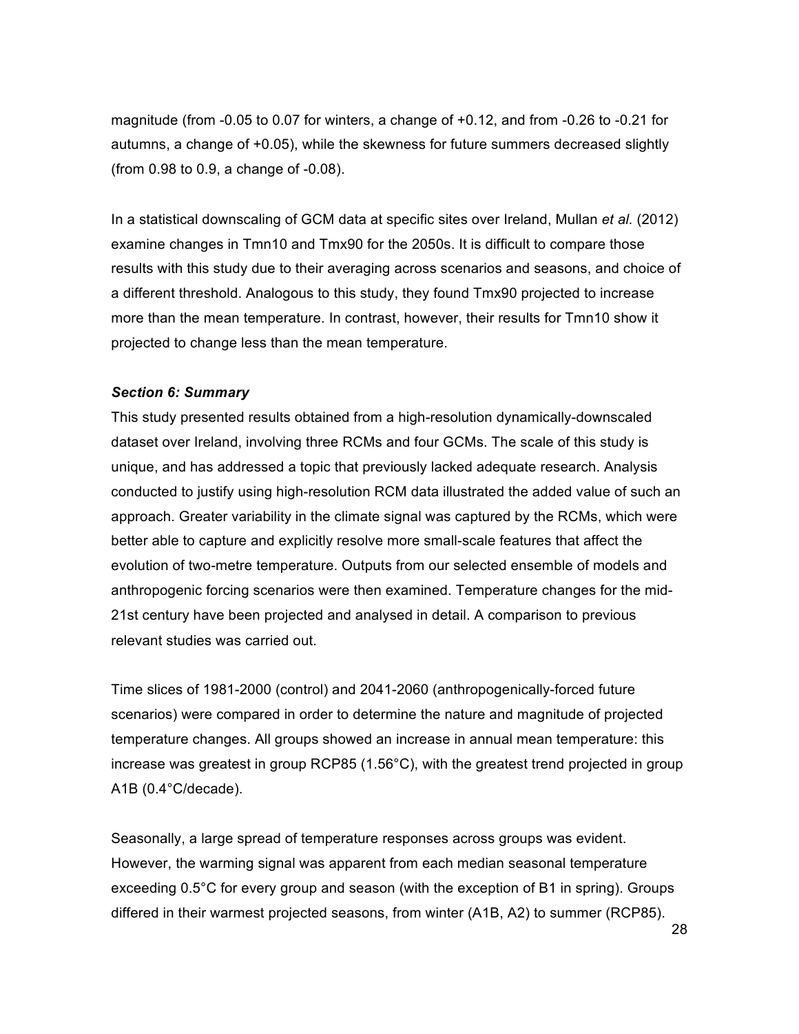magnitude (from -0.05 to 0.07 for winters, a change of +0.12, and from -0.26 to -0.21 for autumns, a change of +0.05), while the skewness for future summers decreased slightly (from 0.98 to 0.9, a change of -0.08).

In a statistical downscaling of GCM data at specific sites over Ireland, Mullan *et al.* (2012) examine changes in Tmn10 and Tmx90 for the 2050s. It is difficult to compare those results with this study due to their averaging across scenarios and seasons, and choice of a different threshold. Analogous to this study, they found Tmx90 projected to increase more than the mean temperature. In contrast, however, their results for Tmn10 show it projected to change less than the mean temperature.

### *Section 6: Summary*

This study presented results obtained from a high-resolution dynamically-downscaled dataset over Ireland, involving three RCMs and four GCMs. The scale of this study is unique, and has addressed a topic that previously lacked adequate research. Analysis conducted to justify using high-resolution RCM data illustrated the added value of such an approach. Greater variability in the climate signal was captured by the RCMs, which were better able to capture and explicitly resolve more small-scale features that affect the evolution of two-metre temperature. Outputs from our selected ensemble of models and anthropogenic forcing scenarios were then examined. Temperature changes for the mid-21st century have been projected and analysed in detail. A comparison to previous relevant studies was carried out.

Time slices of 1981-2000 (control) and 2041-2060 (anthropogenically-forced future scenarios) were compared in order to determine the nature and magnitude of projected temperature changes. All groups showed an increase in annual mean temperature: this increase was greatest in group RCP85 (1.56°C), with the greatest trend projected in group A1B (0.4°C/decade).

Seasonally, a large spread of temperature responses across groups was evident. However, the warming signal was apparent from each median seasonal temperature exceeding 0.5°C for every group and season (with the exception of B1 in spring). Groups differed in their warmest projected seasons, from winter (A1B, A2) to summer (RCP85).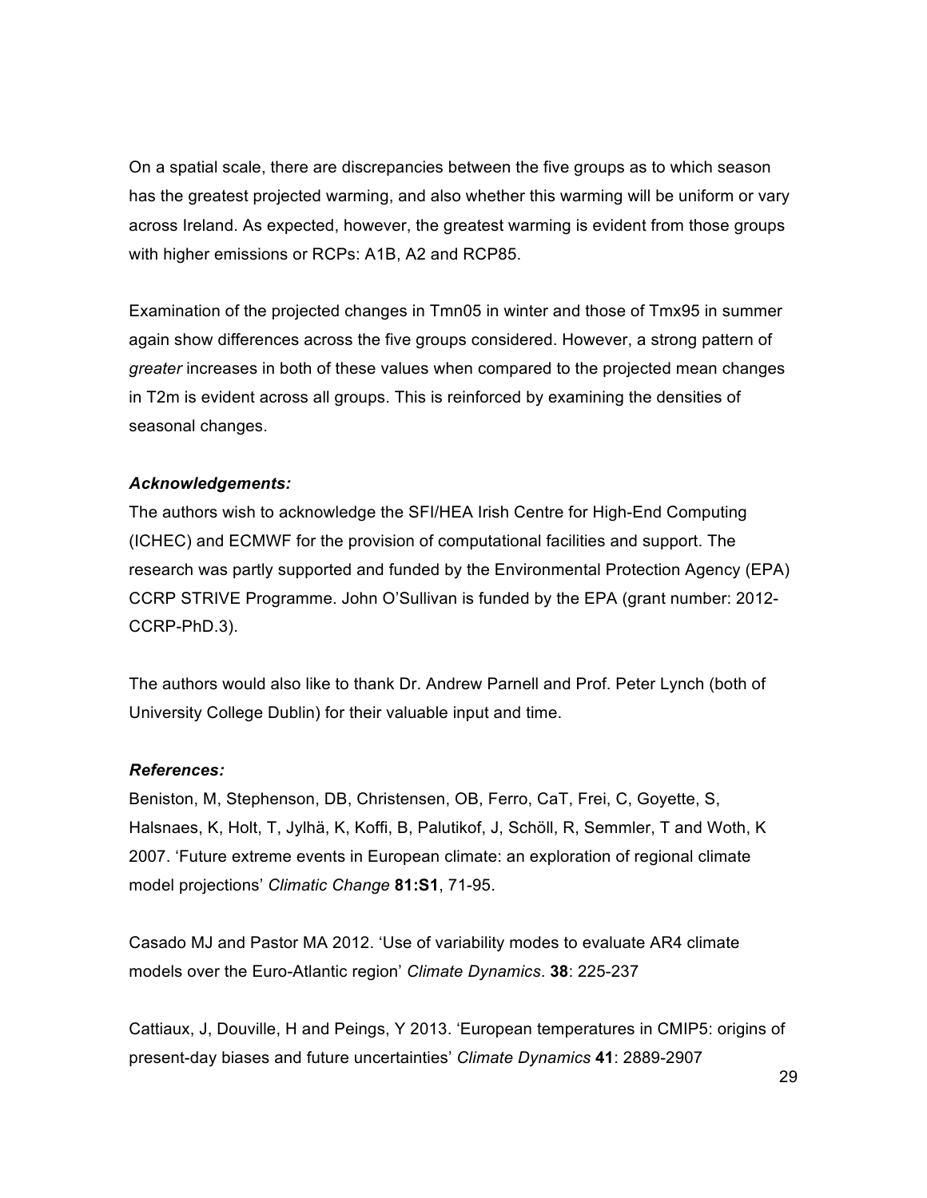On a spatial scale, there are discrepancies between the five groups as to which season has the greatest projected warming, and also whether this warming will be uniform or vary across Ireland. As expected, however, the greatest warming is evident from those groups with higher emissions or RCPs: A1B, A2 and RCP85.

Examination of the projected changes in Tmn05 in winter and those of Tmx95 in summer again show differences across the five groups considered. However, a strong pattern of *greater* increases in both of these values when compared to the projected mean changes in T2m is evident across all groups. This is reinforced by examining the densities of seasonal changes.

### *Acknowledgements:*

The authors wish to acknowledge the SFI/HEA Irish Centre for High-End Computing (ICHEC) and ECMWF for the provision of computational facilities and support. The research was partly supported and funded by the Environmental Protection Agency (EPA) CCRP STRIVE Programme. John O'Sullivan is funded by the EPA (grant number: 2012-CCRP-PhD.3).

The authors would also like to thank Dr. Andrew Parnell and Prof. Peter Lynch (both of University College Dublin) for their valuable input and time.

### *References:*

Beniston, M, Stephenson, DB, Christensen, OB, Ferro, CaT, Frei, C, Goyette, S, Halsnaes, K, Holt, T, Jylhä, K, Koffi, B, Palutikof, J, Schöll, R, Semmler, T and Woth, K 2007. 'Future extreme events in European climate: an exploration of regional climate model projections' *Climatic Change* **81:S1**, 71-95.

Casado MJ and Pastor MA 2012. 'Use of variability modes to evaluate AR4 climate models over the Euro-Atlantic region' *Climate Dynamics*. **38**: 225-237

Cattiaux, J, Douville, H and Peings, Y 2013. 'European temperatures in CMIP5: origins of present-day biases and future uncertainties' *Climate Dynamics* **41**: 2889-2907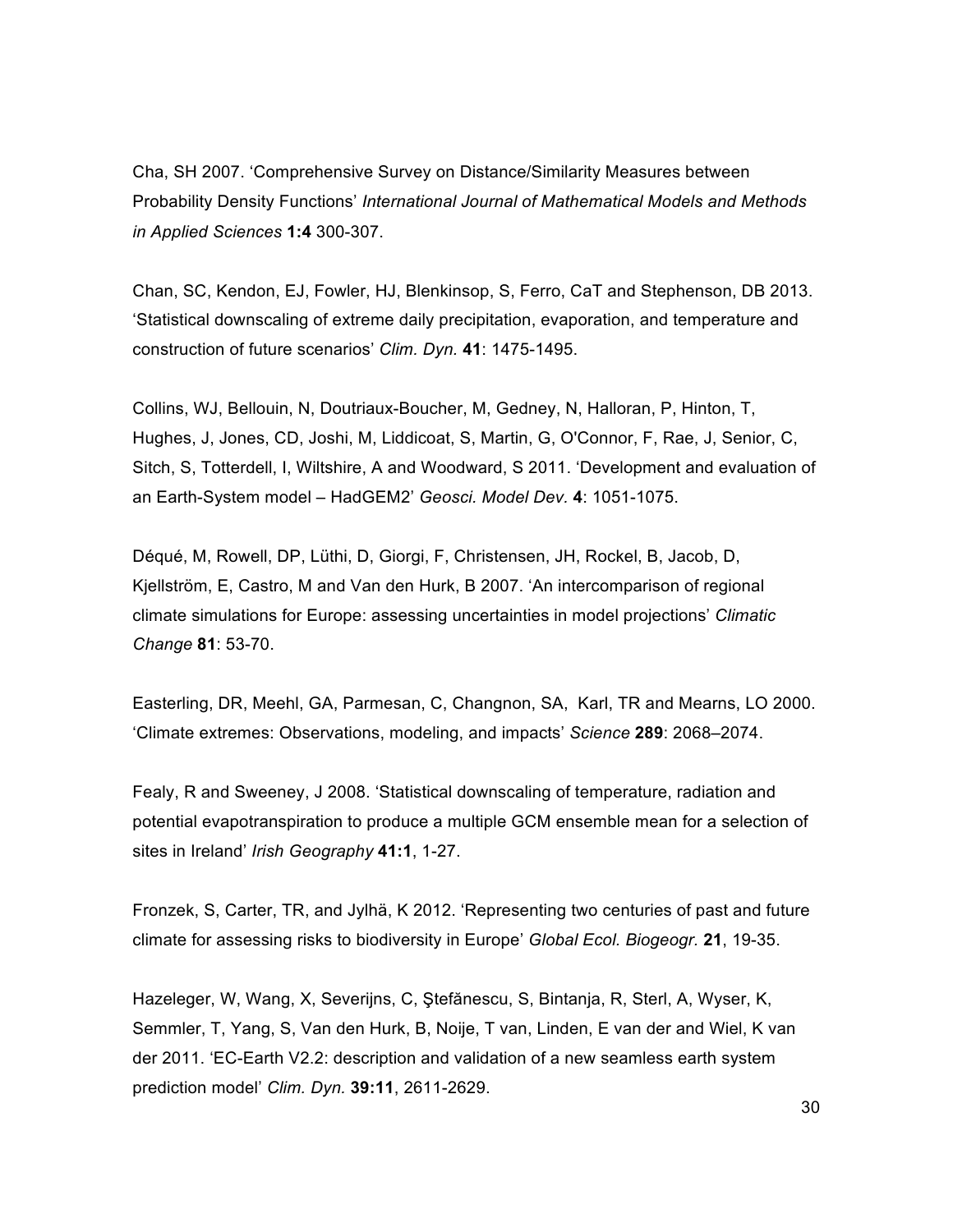Cha, SH 2007. ‘Comprehensive Survey on Distance/Similarity Measures between Probability Density Functions’ *International Journal of Mathematical Models and Methods in Applied Sciences* **1:4** 300-307.

Chan, SC, Kendon, EJ, Fowler, HJ, Blenkinsop, S, Ferro, CaT and Stephenson, DB 2013. ‘Statistical downscaling of extreme daily precipitation, evaporation, and temperature and construction of future scenarios’ *Clim. Dyn.* **41**: 1475-1495.

Collins, WJ, Bellouin, N, Doutriaux-Boucher, M, Gedney, N, Halloran, P, Hinton, T, Hughes, J, Jones, CD, Joshi, M, Liddicoat, S, Martin, G, O'Connor, F, Rae, J, Senior, C, Sitch, S, Totterdell, I, Wiltshire, A and Woodward, S 2011. ‘Development and evaluation of an Earth-System model – HadGEM2’ *Geosci. Model Dev.* **4**: 1051-1075.

Déqué, M, Rowell, DP, Lüthi, D, Giorgi, F, Christensen, JH, Rockel, B, Jacob, D, Kjellström, E, Castro, M and Van den Hurk, B 2007. ‘An intercomparison of regional climate simulations for Europe: assessing uncertainties in model projections’ *Climatic Change* **81**: 53-70.

Easterling, DR, Meehl, GA, Parmesan, C, Changnon, SA, Karl, TR and Mearns, LO 2000. ‘Climate extremes: Observations, modeling, and impacts’ *Science* **289**: 2068–2074.

Fealy, R and Sweeney, J 2008. ‘Statistical downscaling of temperature, radiation and potential evapotranspiration to produce a multiple GCM ensemble mean for a selection of sites in Ireland’ *Irish Geography* **41:1**, 1-27.

Fronzek, S, Carter, TR, and Jylhä, K 2012. ‘Representing two centuries of past and future climate for assessing risks to biodiversity in Europe’ *Global Ecol. Biogeogr.* **21**, 19-35.

Hazeleger, W, Wang, X, Severijns, C, Ştefănescu, S, Bintanja, R, Sterl, A, Wyser, K, Semmler, T, Yang, S, Van den Hurk, B, Noije, T van, Linden, E van der and Wiel, K van der 2011. ‘EC-Earth V2.2: description and validation of a new seamless earth system prediction model’ *Clim. Dyn.* **39:11**, 2611-2629.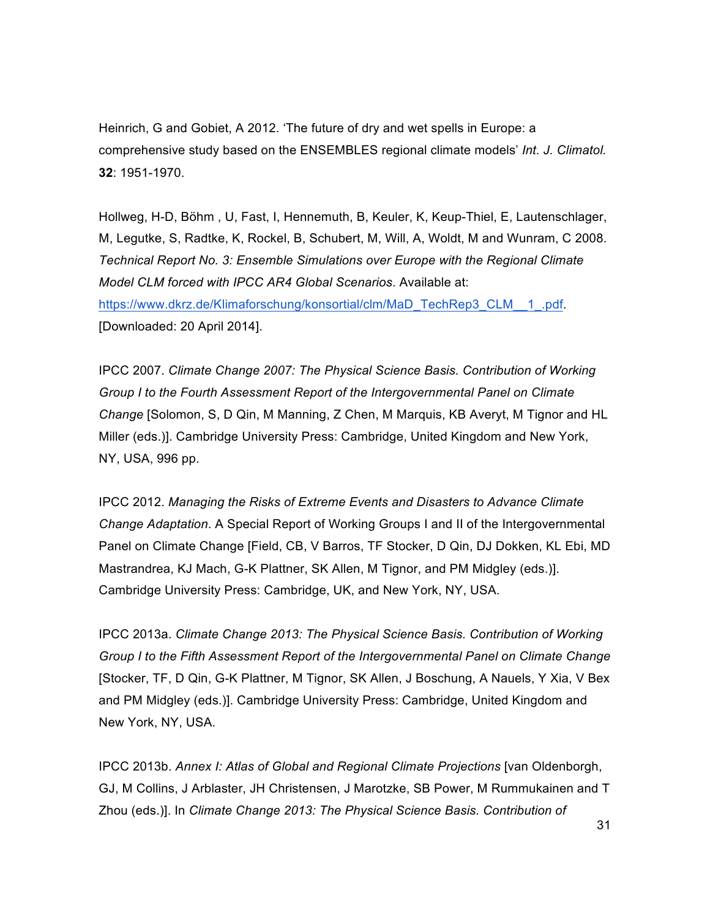Heinrich, G and Gobiet, A 2012. 'The future of dry and wet spells in Europe: a comprehensive study based on the ENSEMBLES regional climate models' *Int. J. Climatol.* **32**: 1951-1970.

Hollweg, H-D, Böhm , U, Fast, I, Hennemuth, B, Keuler, K, Keup-Thiel, E, Lautenschlager, M, Legutke, S, Radtke, K, Rockel, B, Schubert, M, Will, A, Woldt, M and Wunram, C 2008. *Technical Report No. 3: Ensemble Simulations over Europe with the Regional Climate Model CLM forced with IPCC AR4 Global Scenarios*. Available at: https://www.dkrz.de/Klimaforschung/konsortial/clm/MaD_TechRep3_CLM__1_.pdf. [Downloaded: 20 April 2014].

IPCC 2007. *Climate Change 2007: The Physical Science Basis. Contribution of Working Group I to the Fourth Assessment Report of the Intergovernmental Panel on Climate Change* [Solomon, S, D Qin, M Manning, Z Chen, M Marquis, KB Averyt, M Tignor and HL Miller (eds.)]. Cambridge University Press: Cambridge, United Kingdom and New York, NY, USA, 996 pp.

IPCC 2012. *Managing the Risks of Extreme Events and Disasters to Advance Climate Change Adaptation*. A Special Report of Working Groups I and II of the Intergovernmental Panel on Climate Change [Field, CB, V Barros, TF Stocker, D Qin, DJ Dokken, KL Ebi, MD Mastrandrea, KJ Mach, G-K Plattner, SK Allen, M Tignor, and PM Midgley (eds.)]. Cambridge University Press: Cambridge, UK, and New York, NY, USA.

IPCC 2013a. *Climate Change 2013: The Physical Science Basis. Contribution of Working Group I to the Fifth Assessment Report of the Intergovernmental Panel on Climate Change* [Stocker, TF, D Qin, G-K Plattner, M Tignor, SK Allen, J Boschung, A Nauels, Y Xia, V Bex and PM Midgley (eds.)]. Cambridge University Press: Cambridge, United Kingdom and New York, NY, USA.

IPCC 2013b. *Annex I: Atlas of Global and Regional Climate Projections* [van Oldenborgh, GJ, M Collins, J Arblaster, JH Christensen, J Marotzke, SB Power, M Rummukainen and T Zhou (eds.)]. In *Climate Change 2013: The Physical Science Basis. Contribution of*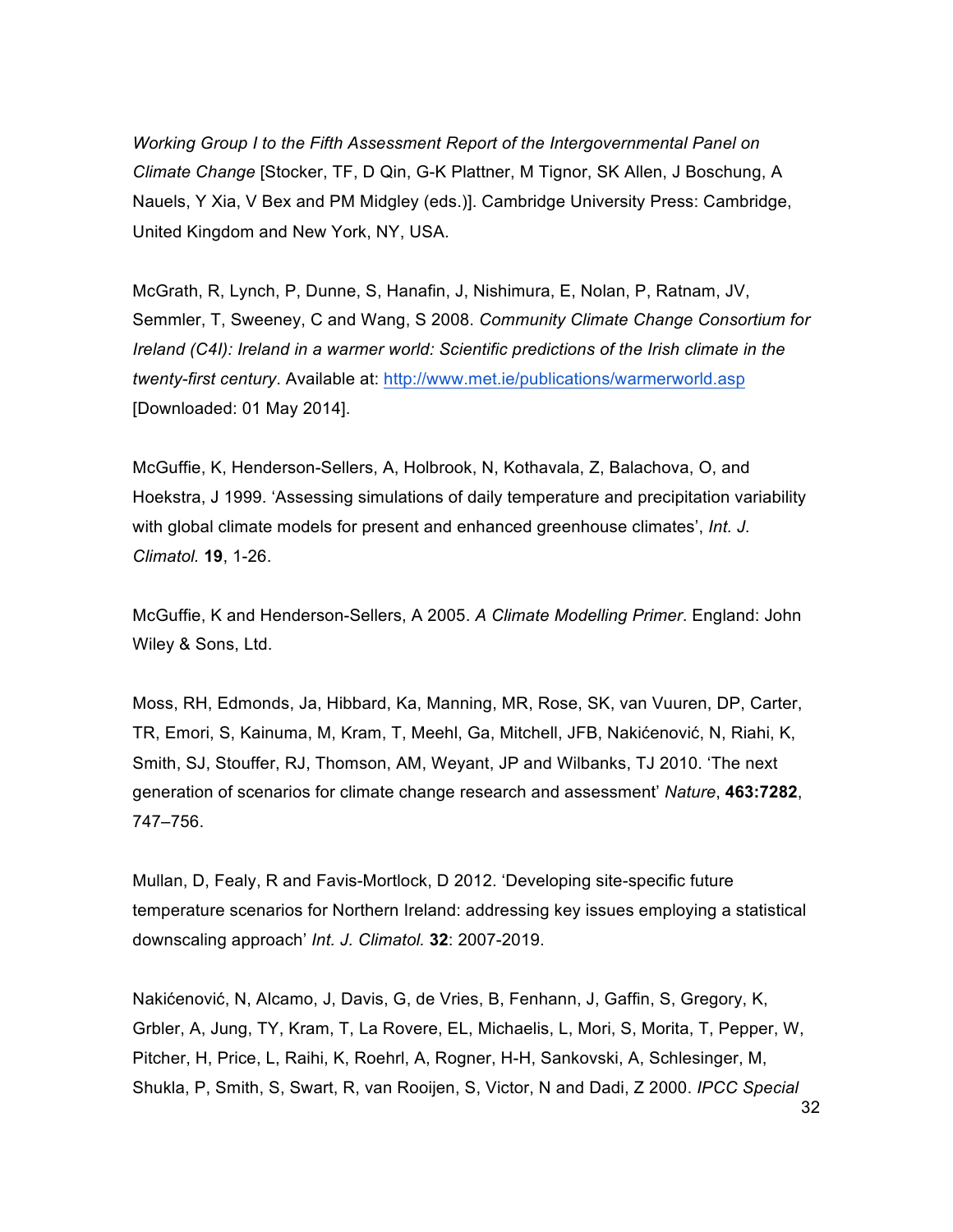*Working Group I to the Fifth Assessment Report of the Intergovernmental Panel on Climate Change* [Stocker, TF, D Qin, G-K Plattner, M Tignor, SK Allen, J Boschung, A Nauels, Y Xia, V Bex and PM Midgley (eds.)]. Cambridge University Press: Cambridge, United Kingdom and New York, NY, USA.

McGrath, R, Lynch, P, Dunne, S, Hanafin, J, Nishimura, E, Nolan, P, Ratnam, JV, Semmler, T, Sweeney, C and Wang, S 2008. *Community Climate Change Consortium for Ireland (C4I): Ireland in a warmer world: Scientific predictions of the Irish climate in the twenty-first century*. Available at: http://www.met.ie/publications/warmerworld.asp [Downloaded: 01 May 2014].

McGuffie, K, Henderson-Sellers, A, Holbrook, N, Kothavala, Z, Balachova, O, and Hoekstra, J 1999. 'Assessing simulations of daily temperature and precipitation variability with global climate models for present and enhanced greenhouse climates', *Int. J. Climatol.* **19**, 1-26.

McGuffie, K and Henderson-Sellers, A 2005. *A Climate Modelling Primer*. England: John Wiley & Sons, Ltd.

Moss, RH, Edmonds, Ja, Hibbard, Ka, Manning, MR, Rose, SK, van Vuuren, DP, Carter, TR, Emori, S, Kainuma, M, Kram, T, Meehl, Ga, Mitchell, JFB, Nakićenović, N, Riahi, K, Smith, SJ, Stouffer, RJ, Thomson, AM, Weyant, JP and Wilbanks, TJ 2010. 'The next generation of scenarios for climate change research and assessment' *Nature*, **463:7282**, 747–756.

Mullan, D, Fealy, R and Favis-Mortlock, D 2012. 'Developing site-specific future temperature scenarios for Northern Ireland: addressing key issues employing a statistical downscaling approach' *Int. J. Climatol.* **32**: 2007-2019.

Nakićenović, N, Alcamo, J, Davis, G, de Vries, B, Fenhann, J, Gaffin, S, Gregory, K, Grbler, A, Jung, TY, Kram, T, La Rovere, EL, Michaelis, L, Mori, S, Morita, T, Pepper, W, Pitcher, H, Price, L, Raihi, K, Roehrl, A, Rogner, H-H, Sankovski, A, Schlesinger, M, Shukla, P, Smith, S, Swart, R, van Rooijen, S, Victor, N and Dadi, Z 2000. *IPCC Special*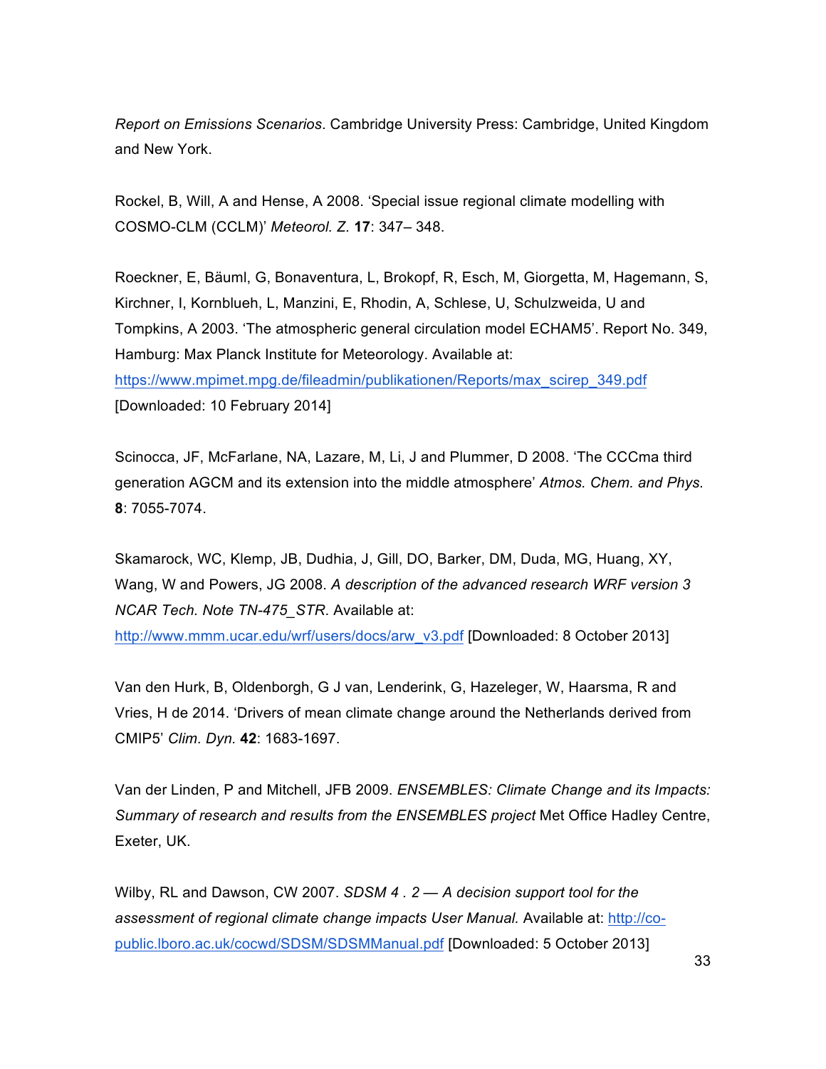*Report on Emissions Scenarios*. Cambridge University Press: Cambridge, United Kingdom and New York.

Rockel, B, Will, A and Hense, A 2008. 'Special issue regional climate modelling with COSMO-CLM (CCLM)' *Meteorol. Z.* **17**: 347– 348.

Roeckner, E, Bäuml, G, Bonaventura, L, Brokopf, R, Esch, M, Giorgetta, M, Hagemann, S, Kirchner, I, Kornblueh, L, Manzini, E, Rhodin, A, Schlese, U, Schulzweida, U and Tompkins, A 2003. 'The atmospheric general circulation model ECHAM5'. Report No. 349, Hamburg: Max Planck Institute for Meteorology. Available at: https://www.mpimet.mpg.de/fileadmin/publikationen/Reports/max_scirep_349.pdf [Downloaded: 10 February 2014]

Scinocca, JF, McFarlane, NA, Lazare, M, Li, J and Plummer, D 2008. 'The CCCma third generation AGCM and its extension into the middle atmosphere' *Atmos. Chem. and Phys.* **8**: 7055-7074.

Skamarock, WC, Klemp, JB, Dudhia, J, Gill, DO, Barker, DM, Duda, MG, Huang, XY, Wang, W and Powers, JG 2008. *A description of the advanced research WRF version 3 NCAR Tech. Note TN-475_STR*. Available at: http://www.mmm.ucar.edu/wrf/users/docs/arw_v3.pdf [Downloaded: 8 October 2013]

Van den Hurk, B, Oldenborgh, G J van, Lenderink, G, Hazeleger, W, Haarsma, R and Vries, H de 2014. 'Drivers of mean climate change around the Netherlands derived from CMIP5' *Clim. Dyn.* **42**: 1683-1697.

Van der Linden, P and Mitchell, JFB 2009. *ENSEMBLES: Climate Change and its Impacts: Summary of research and results from the ENSEMBLES project* Met Office Hadley Centre, Exeter, UK.

Wilby, RL and Dawson, CW 2007. *SDSM 4 . 2 — A decision support tool for the assessment of regional climate change impacts User Manual.* Available at: http://co-public.lboro.ac.uk/cocwd/SDSM/SDSMManual.pdf [Downloaded: 5 October 2013]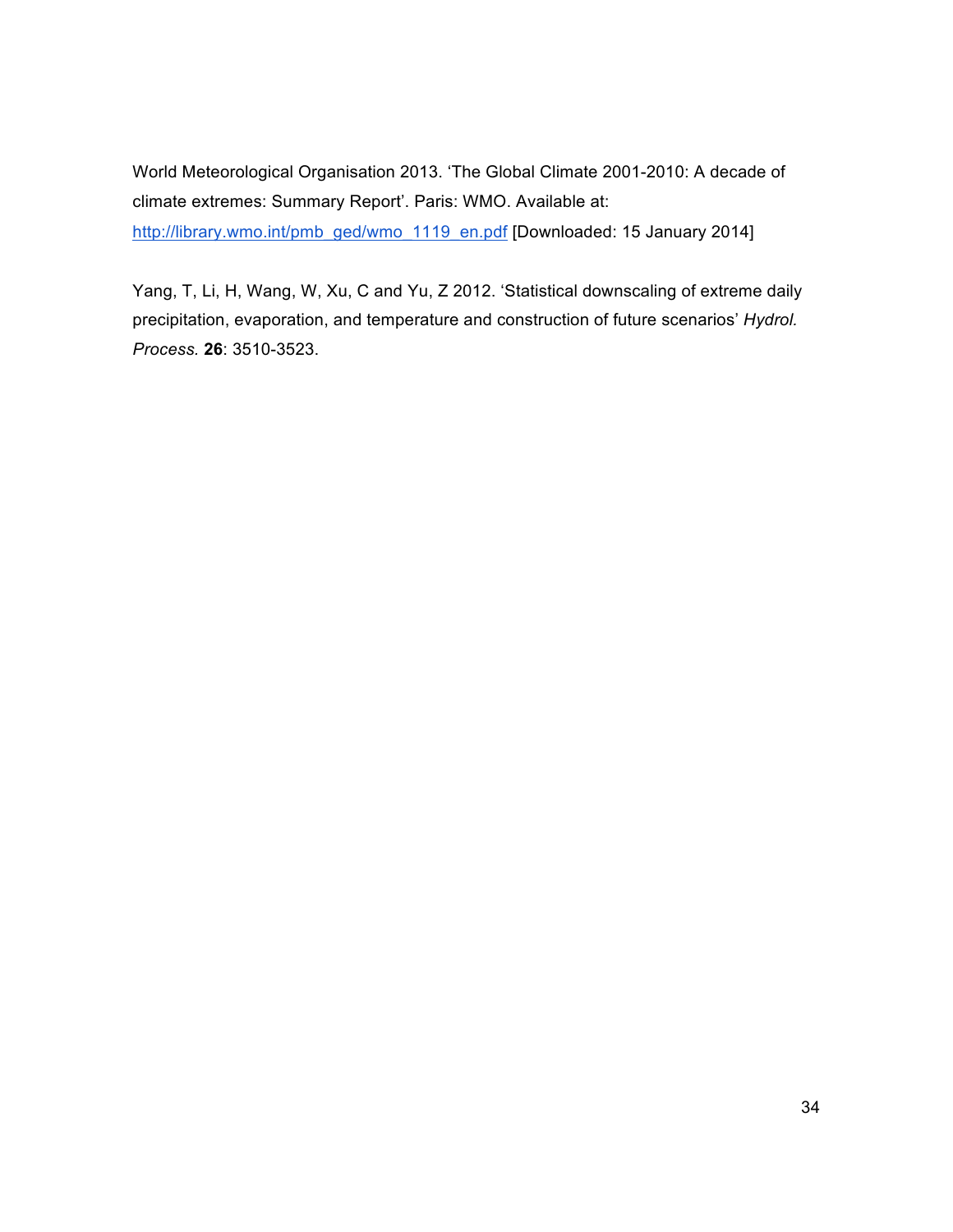World Meteorological Organisation 2013. ‘The Global Climate 2001-2010: A decade of climate extremes: Summary Report’. Paris: WMO. Available at: http://library.wmo.int/pmb_ged/wmo_1119_en.pdf [Downloaded: 15 January 2014]

Yang, T, Li, H, Wang, W, Xu, C and Yu, Z 2012. ‘Statistical downscaling of extreme daily precipitation, evaporation, and temperature and construction of future scenarios’ *Hydrol. Process.* **26**: 3510-3523.